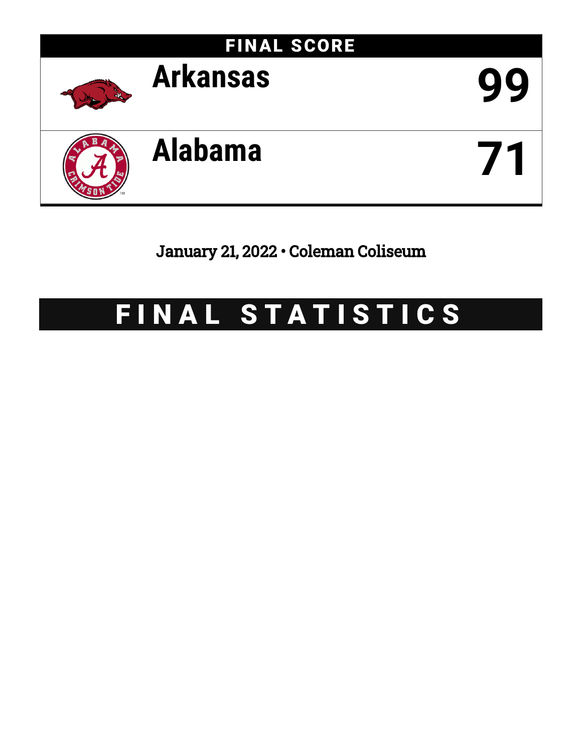## FINAL SCORE

| Team | Score |
|---|---|
| Arkansas | 99 |
| Alabama | 71 |

January 21, 2022 • Coleman Coliseum

# FINAL STATISTICS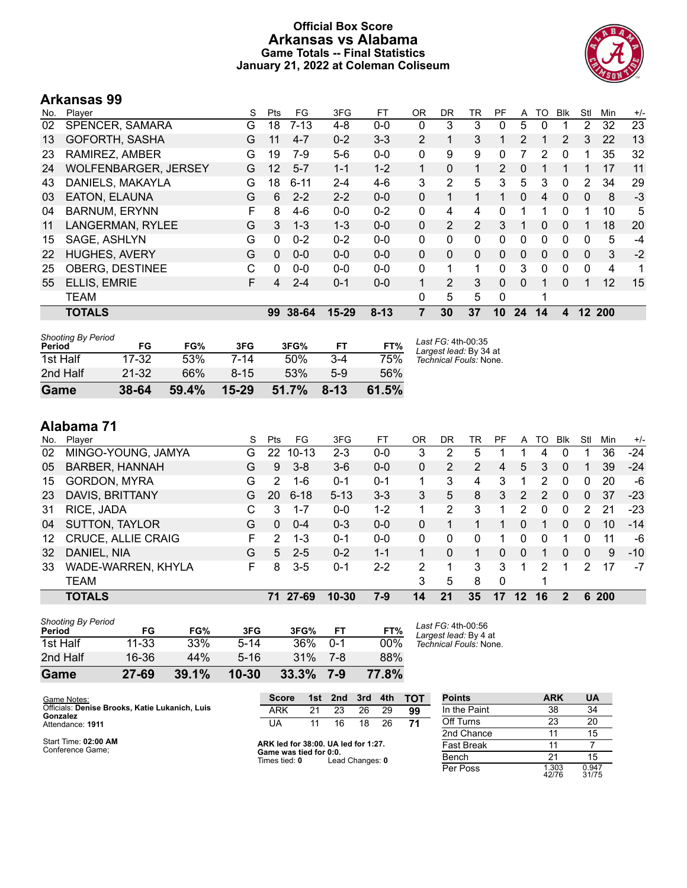# Official Box Score
# Arkansas vs Alabama
## Game Totals -- Final Statistics
## January 21, 2022 at Coleman Coliseum

## Arkansas 99

| No. | Player | S | Pts | FG | 3FG | FT | OR | DR | TR | PF | A | TO | Blk | Stl | Min | +/- |
|---|---|---|---|---|---|---|---|---|---|---|---|---|---|---|---|---|
| 02 | SPENCER, SAMARA | G | 18 | 7-13 | 4-8 | 0-0 | 0 | 3 | 3 | 0 | 5 | 0 | 1 | 2 | 32 | 23 |
| 13 | GOFORTH, SASHA | G | 11 | 4-7 | 0-2 | 3-3 | 2 | 1 | 3 | 1 | 2 | 1 | 2 | 3 | 22 | 13 |
| 23 | RAMIREZ, AMBER | G | 19 | 7-9 | 5-6 | 0-0 | 0 | 9 | 9 | 0 | 7 | 2 | 0 | 1 | 35 | 32 |
| 24 | WOLFENBARGER, JERSEY | G | 12 | 5-7 | 1-1 | 1-2 | 1 | 0 | 1 | 2 | 0 | 1 | 1 | 1 | 17 | 11 |
| 43 | DANIELS, MAKAYLA | G | 18 | 6-11 | 2-4 | 4-6 | 3 | 2 | 5 | 3 | 5 | 3 | 0 | 2 | 34 | 29 |
| 03 | EATON, ELAUNA | G | 6 | 2-2 | 2-2 | 0-0 | 0 | 1 | 1 | 1 | 0 | 4 | 0 | 0 | 8 | -3 |
| 04 | BARNUM, ERYNN | F | 8 | 4-6 | 0-0 | 0-2 | 0 | 4 | 4 | 0 | 1 | 1 | 0 | 1 | 10 | 5 |
| 11 | LANGERMAN, RYLEE | G | 3 | 1-3 | 1-3 | 0-0 | 0 | 2 | 2 | 3 | 1 | 0 | 0 | 1 | 18 | 20 |
| 15 | SAGE, ASHLYN | G | 0 | 0-2 | 0-2 | 0-0 | 0 | 0 | 0 | 0 | 0 | 0 | 0 | 0 | 5 | -4 |
| 22 | HUGHES, AVERY | G | 0 | 0-0 | 0-0 | 0-0 | 0 | 0 | 0 | 0 | 0 | 0 | 0 | 0 | 3 | -2 |
| 25 | OBERG, DESTINEE | C | 0 | 0-0 | 0-0 | 0-0 | 0 | 1 | 1 | 0 | 3 | 0 | 0 | 0 | 4 | 1 |
| 55 | ELLIS, EMRIE | F | 4 | 2-4 | 0-1 | 0-0 | 1 | 2 | 3 | 0 | 0 | 1 | 0 | 1 | 12 | 15 |
| | TEAM | | | | | | 0 | 5 | 5 | 0 | | 1 | | | | |
| | **TOTALS** | | **99** | **38-64** | **15-29** | **8-13** | **7** | **30** | **37** | **10** | **24** | **14** | **4** | **12** | **200** | |

*Shooting By Period*

| Period | FG | FG% | 3FG | 3FG% | FT | FT% |
|---|---|---|---|---|---|---|
| 1st Half | 17-32 | 53% | 7-14 | 50% | 3-4 | 75% |
| 2nd Half | 21-32 | 66% | 8-15 | 53% | 5-9 | 56% |
| **Game** | **38-64** | **59.4%** | **15-29** | **51.7%** | **8-13** | **61.5%** |

*Last FG:* 4th-00:35
*Largest lead:* By 34 at
*Technical Fouls:* None.

## Alabama 71

| No. | Player | S | Pts | FG | 3FG | FT | OR | DR | TR | PF | A | TO | Blk | Stl | Min | +/- |
|---|---|---|---|---|---|---|---|---|---|---|---|---|---|---|---|---|
| 02 | MINGO-YOUNG, JAMYA | G | 22 | 10-13 | 2-3 | 0-0 | 3 | 2 | 5 | 1 | 1 | 4 | 0 | 1 | 36 | -24 |
| 05 | BARBER, HANNAH | G | 9 | 3-8 | 3-6 | 0-0 | 0 | 2 | 2 | 4 | 5 | 3 | 0 | 1 | 39 | -24 |
| 15 | GORDON, MYRA | G | 2 | 1-6 | 0-1 | 0-1 | 1 | 3 | 4 | 3 | 1 | 2 | 0 | 0 | 20 | -6 |
| 23 | DAVIS, BRITTANY | G | 20 | 6-18 | 5-13 | 3-3 | 3 | 5 | 8 | 3 | 2 | 2 | 0 | 0 | 37 | -23 |
| 31 | RICE, JADA | C | 3 | 1-7 | 0-0 | 1-2 | 1 | 2 | 3 | 1 | 2 | 0 | 0 | 2 | 21 | -23 |
| 04 | SUTTON, TAYLOR | G | 0 | 0-4 | 0-3 | 0-0 | 0 | 1 | 1 | 1 | 0 | 1 | 0 | 0 | 10 | -14 |
| 12 | CRUCE, ALLIE CRAIG | F | 2 | 1-3 | 0-1 | 0-0 | 0 | 0 | 0 | 1 | 0 | 0 | 1 | 0 | 11 | -6 |
| 32 | DANIEL, NIA | G | 5 | 2-5 | 0-2 | 1-1 | 1 | 0 | 1 | 0 | 0 | 1 | 0 | 0 | 9 | -10 |
| 33 | WADE-WARREN, KHYLA | F | 8 | 3-5 | 0-1 | 2-2 | 2 | 1 | 3 | 3 | 1 | 2 | 1 | 2 | 17 | -7 |
| | TEAM | | | | | | 3 | 5 | 8 | 0 | | 1 | | | | |
| | **TOTALS** | | **71** | **27-69** | **10-30** | **7-9** | **14** | **21** | **35** | **17** | **12** | **16** | **2** | **6** | **200** | |

*Shooting By Period*

| Period | FG | FG% | 3FG | 3FG% | FT | FT% |
|---|---|---|---|---|---|---|
| 1st Half | 11-33 | 33% | 5-14 | 36% | 0-1 | 00% |
| 2nd Half | 16-36 | 44% | 5-16 | 31% | 7-8 | 88% |
| **Game** | **27-69** | **39.1%** | **10-30** | **33.3%** | **7-9** | **77.8%** |

*Last FG:* 4th-00:56
*Largest lead:* By 4 at
*Technical Fouls:* None.

Game Notes:
Officials: **Denise Brooks, Katie Lukanich, Luis Gonzalez**
Attendance: **1911**

Start Time: **02:00 AM**
Conference Game;

| Score | 1st | 2nd | 3rd | 4th | TOT |
|---|---|---|---|---|---|
| ARK | 21 | 23 | 26 | 29 | **99** |
| UA | 11 | 16 | 18 | 26 | **71** |

**ARK led for 38:00. UA led for 1:27.**
**Game was tied for 0:0.**
Times tied: **0** Lead Changes: **0**

| Points | ARK | UA |
|---|---|---|
| In the Paint | 38 | 34 |
| Off Turns | 23 | 20 |
| 2nd Chance | 11 | 15 |
| Fast Break | 11 | 7 |
| Bench | 21 | 15 |
| Per Poss | 1.303 42/76 | 0.947 31/75 |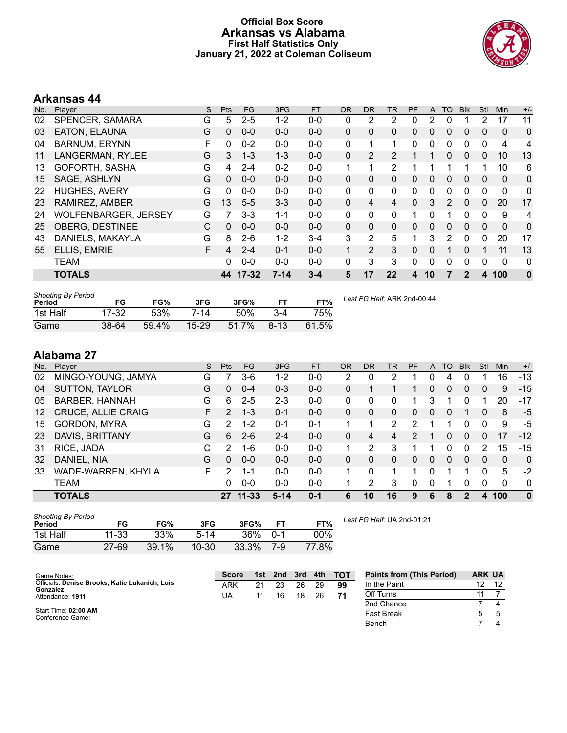# Official Box Score
## Arkansas vs Alabama
### First Half Statistics Only
### January 21, 2022 at Coleman Coliseum

## Arkansas 44

| No. | Player | S | Pts | FG | 3FG | FT | OR | DR | TR | PF | A | TO | Blk | Stl | Min | +/- |
|---|---|---|---|---|---|---|---|---|---|---|---|---|---|---|---|---|
| 02 | SPENCER, SAMARA | G | 5 | 2-5 | 1-2 | 0-0 | 0 | 2 | 2 | 0 | 2 | 0 | 1 | 2 | 17 | 11 |
| 03 | EATON, ELAUNA | G | 0 | 0-0 | 0-0 | 0-0 | 0 | 0 | 0 | 0 | 0 | 0 | 0 | 0 | 0 | 0 |
| 04 | BARNUM, ERYNN | F | 0 | 0-2 | 0-0 | 0-0 | 0 | 1 | 1 | 0 | 0 | 0 | 0 | 0 | 4 | 4 |
| 11 | LANGERMAN, RYLEE | G | 3 | 1-3 | 1-3 | 0-0 | 0 | 2 | 2 | 1 | 1 | 0 | 0 | 0 | 10 | 13 |
| 13 | GOFORTH, SASHA | G | 4 | 2-4 | 0-2 | 0-0 | 1 | 1 | 2 | 1 | 1 | 1 | 1 | 1 | 10 | 6 |
| 15 | SAGE, ASHLYN | G | 0 | 0-0 | 0-0 | 0-0 | 0 | 0 | 0 | 0 | 0 | 0 | 0 | 0 | 0 | 0 |
| 22 | HUGHES, AVERY | G | 0 | 0-0 | 0-0 | 0-0 | 0 | 0 | 0 | 0 | 0 | 0 | 0 | 0 | 0 | 0 |
| 23 | RAMIREZ, AMBER | G | 13 | 5-5 | 3-3 | 0-0 | 0 | 4 | 4 | 0 | 3 | 2 | 0 | 0 | 20 | 17 |
| 24 | WOLFENBARGER, JERSEY | G | 7 | 3-3 | 1-1 | 0-0 | 0 | 0 | 0 | 1 | 0 | 1 | 0 | 0 | 9 | 4 |
| 25 | OBERG, DESTINEE | C | 0 | 0-0 | 0-0 | 0-0 | 0 | 0 | 0 | 0 | 0 | 0 | 0 | 0 | 0 | 0 |
| 43 | DANIELS, MAKAYLA | G | 8 | 2-6 | 1-2 | 3-4 | 3 | 2 | 5 | 1 | 3 | 2 | 0 | 0 | 20 | 17 |
| 55 | ELLIS, EMRIE | F | 4 | 2-4 | 0-1 | 0-0 | 1 | 2 | 3 | 0 | 0 | 1 | 0 | 1 | 11 | 13 |
| | TEAM | | 0 | 0-0 | 0-0 | 0-0 | 0 | 3 | 3 | 0 | 0 | 0 | 0 | 0 | 0 | 0 |
| | **TOTALS** | | **44** | **17-32** | **7-14** | **3-4** | **5** | **17** | **22** | **4** | **10** | **7** | **2** | **4** | **100** | **0** |

| Shooting By Period Period | FG | FG% | 3FG | 3FG% | FT | FT% |
|---|---|---|---|---|---|---|
| 1st Half | 17-32 | 53% | 7-14 | 50% | 3-4 | 75% |
| Game | 38-64 | 59.4% | 15-29 | 51.7% | 8-13 | 61.5% |

*Last FG Half:* ARK 2nd-00:44

## Alabama 27

| No. | Player | S | Pts | FG | 3FG | FT | OR | DR | TR | PF | A | TO | Blk | Stl | Min | +/- |
|---|---|---|---|---|---|---|---|---|---|---|---|---|---|---|---|---|
| 02 | MINGO-YOUNG, JAMYA | G | 7 | 3-6 | 1-2 | 0-0 | 2 | 0 | 2 | 1 | 0 | 4 | 0 | 1 | 16 | -13 |
| 04 | SUTTON, TAYLOR | G | 0 | 0-4 | 0-3 | 0-0 | 0 | 1 | 1 | 1 | 0 | 0 | 0 | 0 | 9 | -15 |
| 05 | BARBER, HANNAH | G | 6 | 2-5 | 2-3 | 0-0 | 0 | 0 | 0 | 1 | 3 | 1 | 0 | 1 | 20 | -17 |
| 12 | CRUCE, ALLIE CRAIG | F | 2 | 1-3 | 0-1 | 0-0 | 0 | 0 | 0 | 0 | 0 | 0 | 1 | 0 | 8 | -5 |
| 15 | GORDON, MYRA | G | 2 | 1-2 | 0-1 | 0-1 | 1 | 1 | 2 | 2 | 1 | 1 | 0 | 0 | 9 | -5 |
| 23 | DAVIS, BRITTANY | G | 6 | 2-6 | 2-4 | 0-0 | 0 | 4 | 4 | 2 | 1 | 0 | 0 | 0 | 17 | -12 |
| 31 | RICE, JADA | C | 2 | 1-6 | 0-0 | 0-0 | 1 | 2 | 3 | 1 | 1 | 0 | 0 | 2 | 15 | -15 |
| 32 | DANIEL, NIA | G | 0 | 0-0 | 0-0 | 0-0 | 0 | 0 | 0 | 0 | 0 | 0 | 0 | 0 | 0 | 0 |
| 33 | WADE-WARREN, KHYLA | F | 2 | 1-1 | 0-0 | 0-0 | 1 | 0 | 1 | 1 | 0 | 1 | 1 | 0 | 5 | -2 |
| | TEAM | | 0 | 0-0 | 0-0 | 0-0 | 1 | 2 | 3 | 0 | 0 | 1 | 0 | 0 | 0 | 0 |
| | **TOTALS** | | **27** | **11-33** | **5-14** | **0-1** | **6** | **10** | **16** | **9** | **6** | **8** | **2** | **4** | **100** | **0** |

| Shooting By Period Period | FG | FG% | 3FG | 3FG% | FT | FT% |
|---|---|---|---|---|---|---|
| 1st Half | 11-33 | 33% | 5-14 | 36% | 0-1 | 00% |
| Game | 27-69 | 39.1% | 10-30 | 33.3% | 7-9 | 77.8% |

*Last FG Half:* UA 2nd-01:21

Game Notes:
Officials: **Denise Brooks, Katie Lukanich, Luis Gonzalez**
Attendance: **1911**

Start Time: **02:00 AM**
Conference Game;

| Score | 1st | 2nd | 3rd | 4th | TOT |
|---|---|---|---|---|---|
| ARK | 21 | 23 | 26 | 29 | **99** |
| UA | 11 | 16 | 18 | 26 | **71** |

| Points from (This Period) | ARK | UA |
|---|---|---|
| In the Paint | 12 | 12 |
| Off Turns | 11 | 7 |
| 2nd Chance | 7 | 4 |
| Fast Break | 5 | 5 |
| Bench | 7 | 4 |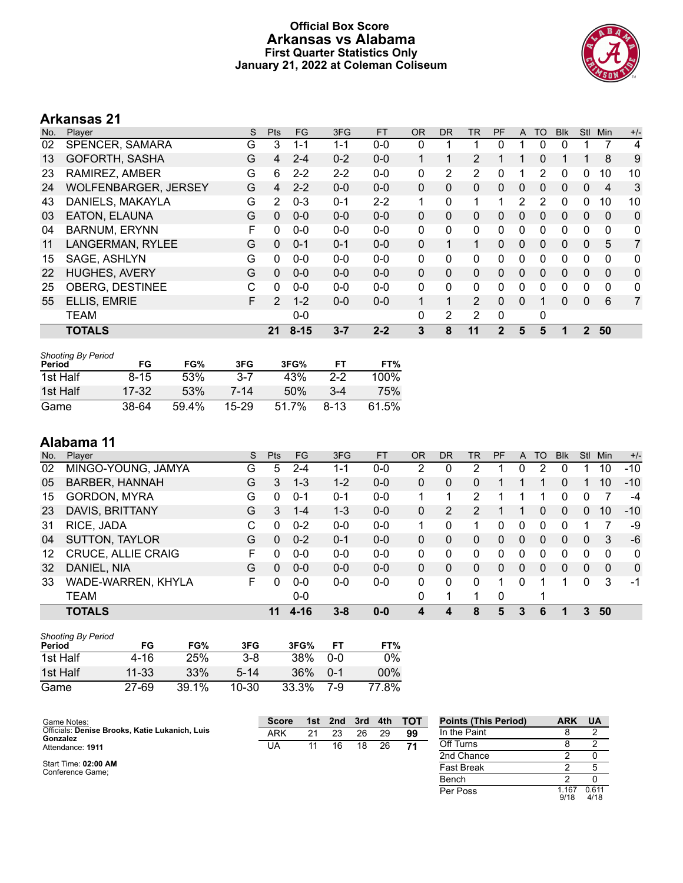# Official Box Score
## Arkansas vs Alabama
### First Quarter Statistics Only
### January 21, 2022 at Coleman Coliseum

## Arkansas 21

| No. | Player | S | Pts | FG | 3FG | FT | OR | DR | TR | PF | A | TO | Blk | Stl | Min | +/- |
|---|---|---|---|---|---|---|---|---|---|---|---|---|---|---|---|---|
| 02 | SPENCER, SAMARA | G | 3 | 1-1 | 1-1 | 0-0 | 0 | 1 | 1 | 0 | 1 | 0 | 0 | 1 | 7 | 4 |
| 13 | GOFORTH, SASHA | G | 4 | 2-4 | 0-2 | 0-0 | 1 | 1 | 2 | 1 | 1 | 0 | 1 | 1 | 8 | 9 |
| 23 | RAMIREZ, AMBER | G | 6 | 2-2 | 2-2 | 0-0 | 0 | 2 | 2 | 0 | 1 | 2 | 0 | 0 | 10 | 10 |
| 24 | WOLFENBARGER, JERSEY | G | 4 | 2-2 | 0-0 | 0-0 | 0 | 0 | 0 | 0 | 0 | 0 | 0 | 0 | 4 | 3 |
| 43 | DANIELS, MAKAYLA | G | 2 | 0-3 | 0-1 | 2-2 | 1 | 0 | 1 | 1 | 2 | 2 | 0 | 0 | 10 | 10 |
| 03 | EATON, ELAUNA | G | 0 | 0-0 | 0-0 | 0-0 | 0 | 0 | 0 | 0 | 0 | 0 | 0 | 0 | 0 | 0 |
| 04 | BARNUM, ERYNN | F | 0 | 0-0 | 0-0 | 0-0 | 0 | 0 | 0 | 0 | 0 | 0 | 0 | 0 | 0 | 0 |
| 11 | LANGERMAN, RYLEE | G | 0 | 0-1 | 0-1 | 0-0 | 0 | 1 | 1 | 0 | 0 | 0 | 0 | 0 | 5 | 7 |
| 15 | SAGE, ASHLYN | G | 0 | 0-0 | 0-0 | 0-0 | 0 | 0 | 0 | 0 | 0 | 0 | 0 | 0 | 0 | 0 |
| 22 | HUGHES, AVERY | G | 0 | 0-0 | 0-0 | 0-0 | 0 | 0 | 0 | 0 | 0 | 0 | 0 | 0 | 0 | 0 |
| 25 | OBERG, DESTINEE | C | 0 | 0-0 | 0-0 | 0-0 | 0 | 0 | 0 | 0 | 0 | 0 | 0 | 0 | 0 | 0 |
| 55 | ELLIS, EMRIE | F | 2 | 1-2 | 0-0 | 0-0 | 1 | 1 | 2 | 0 | 0 | 1 | 0 | 0 | 6 | 7 |
| | TEAM | | | 0-0 | | | 0 | 2 | 2 | 0 | | 0 | | | | |
| | **TOTALS** | | **21** | **8-15** | **3-7** | **2-2** | **3** | **8** | **11** | **2** | **5** | **5** | **1** | **2** | **50** | |

*Shooting By Period*

| Period | FG | FG% | 3FG | 3FG% | FT | FT% |
|---|---|---|---|---|---|---|
| 1st Half | 8-15 | 53% | 3-7 | 43% | 2-2 | 100% |
| 1st Half | 17-32 | 53% | 7-14 | 50% | 3-4 | 75% |
| Game | 38-64 | 59.4% | 15-29 | 51.7% | 8-13 | 61.5% |

## Alabama 11

| No. | Player | S | Pts | FG | 3FG | FT | OR | DR | TR | PF | A | TO | Blk | Stl | Min | +/- |
|---|---|---|---|---|---|---|---|---|---|---|---|---|---|---|---|---|
| 02 | MINGO-YOUNG, JAMYA | G | 5 | 2-4 | 1-1 | 0-0 | 2 | 0 | 2 | 1 | 0 | 2 | 0 | 1 | 10 | -10 |
| 05 | BARBER, HANNAH | G | 3 | 1-3 | 1-2 | 0-0 | 0 | 0 | 0 | 1 | 1 | 1 | 0 | 1 | 10 | -10 |
| 15 | GORDON, MYRA | G | 0 | 0-1 | 0-1 | 0-0 | 1 | 1 | 2 | 1 | 1 | 1 | 0 | 0 | 7 | -4 |
| 23 | DAVIS, BRITTANY | G | 3 | 1-4 | 1-3 | 0-0 | 0 | 2 | 2 | 1 | 1 | 0 | 0 | 0 | 10 | -10 |
| 31 | RICE, JADA | C | 0 | 0-2 | 0-0 | 0-0 | 1 | 0 | 1 | 0 | 0 | 0 | 0 | 1 | 7 | -9 |
| 04 | SUTTON, TAYLOR | G | 0 | 0-2 | 0-1 | 0-0 | 0 | 0 | 0 | 0 | 0 | 0 | 0 | 0 | 3 | -6 |
| 12 | CRUCE, ALLIE CRAIG | F | 0 | 0-0 | 0-0 | 0-0 | 0 | 0 | 0 | 0 | 0 | 0 | 0 | 0 | 0 | 0 |
| 32 | DANIEL, NIA | G | 0 | 0-0 | 0-0 | 0-0 | 0 | 0 | 0 | 0 | 0 | 0 | 0 | 0 | 0 | 0 |
| 33 | WADE-WARREN, KHYLA | F | 0 | 0-0 | 0-0 | 0-0 | 0 | 0 | 0 | 1 | 0 | 1 | 1 | 0 | 3 | -1 |
| | TEAM | | | 0-0 | | | 0 | 1 | 1 | 0 | | 1 | | | | |
| | **TOTALS** | | **11** | **4-16** | **3-8** | **0-0** | **4** | **4** | **8** | **5** | **3** | **6** | **1** | **3** | **50** | |

*Shooting By Period*

| Period | FG | FG% | 3FG | 3FG% | FT | FT% |
|---|---|---|---|---|---|---|
| 1st Half | 4-16 | 25% | 3-8 | 38% | 0-0 | 0% |
| 1st Half | 11-33 | 33% | 5-14 | 36% | 0-1 | 00% |
| Game | 27-69 | 39.1% | 10-30 | 33.3% | 7-9 | 77.8% |

Game Notes:
Officials: **Denise Brooks, Katie Lukanich, Luis Gonzalez**
Attendance: **1911**

Start Time: **02:00 AM**
Conference Game;

| Score | 1st | 2nd | 3rd | 4th | TOT |
|---|---|---|---|---|---|
| ARK | 21 | 23 | 26 | 29 | **99** |
| UA | 11 | 16 | 18 | 26 | **71** |

| Points (This Period) | ARK | UA |
|---|---|---|
| In the Paint | 8 | 2 |
| Off Turns | 8 | 2 |
| 2nd Chance | 2 | 0 |
| Fast Break | 2 | 5 |
| Bench | 2 | 0 |
| Per Poss | 1.167 9/18 | 0.611 4/18 |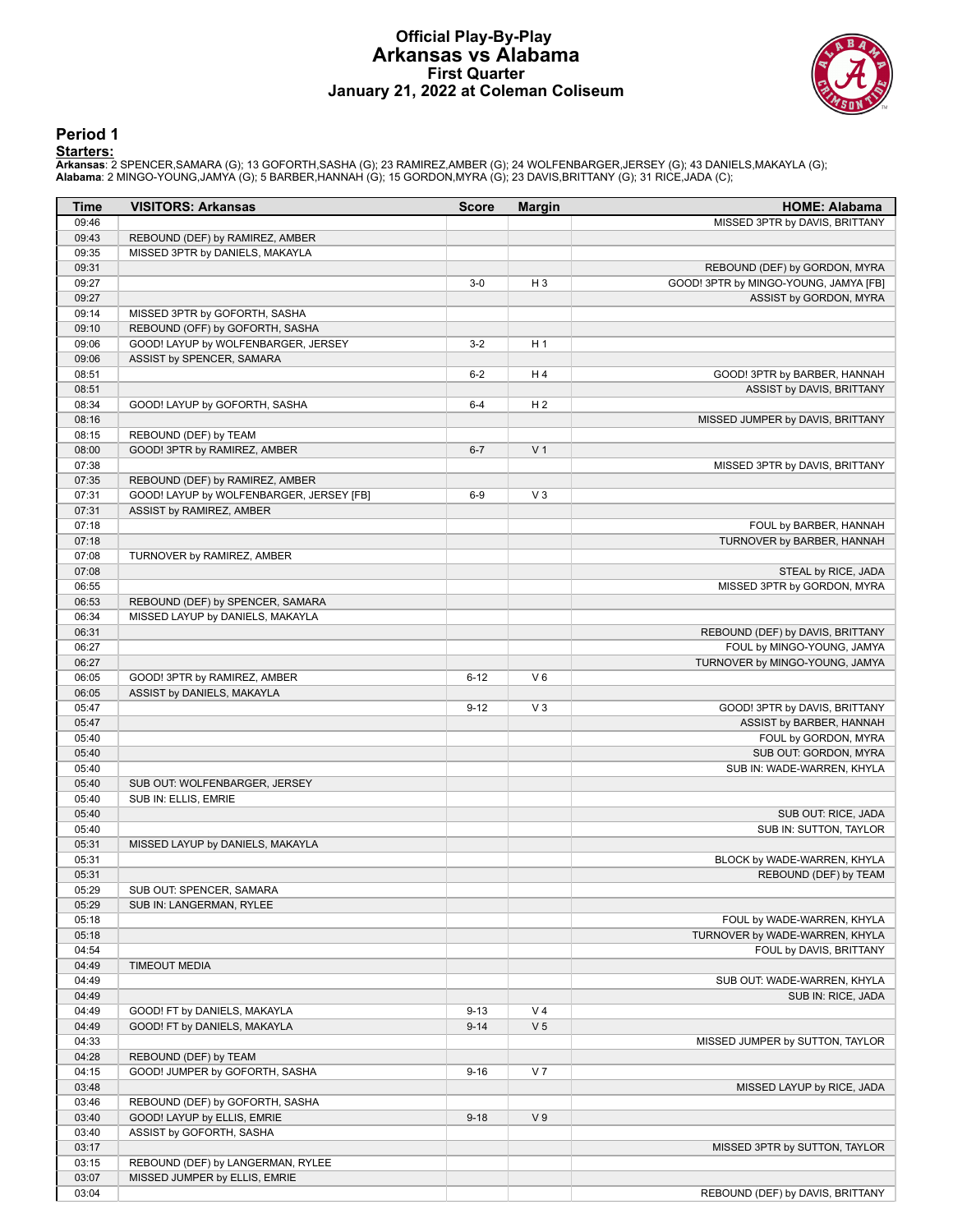# Official Play-By-Play
# Arkansas vs Alabama
## First Quarter
## January 21, 2022 at Coleman Coliseum

### Period 1

**Starters:**

**Arkansas**: 2 SPENCER,SAMARA (G); 13 GOFORTH,SASHA (G); 23 RAMIREZ,AMBER (G); 24 WOLFENBARGER,JERSEY (G); 43 DANIELS,MAKAYLA (G);
**Alabama**: 2 MINGO-YOUNG,JAMYA (G); 5 BARBER,HANNAH (G); 15 GORDON,MYRA (G); 23 DAVIS,BRITTANY (G); 31 RICE,JADA (C);

| Time | VISITORS: Arkansas | Score | Margin | HOME: Alabama |
|---|---|---|---|---|
| 09:46 | | | | MISSED 3PTR by DAVIS, BRITTANY |
| 09:43 | REBOUND (DEF) by RAMIREZ, AMBER | | | |
| 09:35 | MISSED 3PTR by DANIELS, MAKAYLA | | | |
| 09:31 | | | | REBOUND (DEF) by GORDON, MYRA |
| 09:27 | | 3-0 | H 3 | GOOD! 3PTR by MINGO-YOUNG, JAMYA [FB] |
| 09:27 | | | | ASSIST by GORDON, MYRA |
| 09:14 | MISSED 3PTR by GOFORTH, SASHA | | | |
| 09:10 | REBOUND (OFF) by GOFORTH, SASHA | | | |
| 09:06 | GOOD! LAYUP by WOLFENBARGER, JERSEY | 3-2 | H 1 | |
| 09:06 | ASSIST by SPENCER, SAMARA | | | |
| 08:51 | | 6-2 | H 4 | GOOD! 3PTR by BARBER, HANNAH |
| 08:51 | | | | ASSIST by DAVIS, BRITTANY |
| 08:34 | GOOD! LAYUP by GOFORTH, SASHA | 6-4 | H 2 | |
| 08:16 | | | | MISSED JUMPER by DAVIS, BRITTANY |
| 08:15 | REBOUND (DEF) by TEAM | | | |
| 08:00 | GOOD! 3PTR by RAMIREZ, AMBER | 6-7 | V 1 | |
| 07:38 | | | | MISSED 3PTR by DAVIS, BRITTANY |
| 07:35 | REBOUND (DEF) by RAMIREZ, AMBER | | | |
| 07:31 | GOOD! LAYUP by WOLFENBARGER, JERSEY [FB] | 6-9 | V 3 | |
| 07:31 | ASSIST by RAMIREZ, AMBER | | | |
| 07:18 | | | | FOUL by BARBER, HANNAH |
| 07:18 | | | | TURNOVER by BARBER, HANNAH |
| 07:08 | TURNOVER by RAMIREZ, AMBER | | | |
| 07:08 | | | | STEAL by RICE, JADA |
| 06:55 | | | | MISSED 3PTR by GORDON, MYRA |
| 06:53 | REBOUND (DEF) by SPENCER, SAMARA | | | |
| 06:34 | MISSED LAYUP by DANIELS, MAKAYLA | | | |
| 06:31 | | | | REBOUND (DEF) by DAVIS, BRITTANY |
| 06:27 | | | | FOUL by MINGO-YOUNG, JAMYA |
| 06:27 | | | | TURNOVER by MINGO-YOUNG, JAMYA |
| 06:05 | GOOD! 3PTR by RAMIREZ, AMBER | 6-12 | V 6 | |
| 06:05 | ASSIST by DANIELS, MAKAYLA | | | |
| 05:47 | | 9-12 | V 3 | GOOD! 3PTR by DAVIS, BRITTANY |
| 05:47 | | | | ASSIST by BARBER, HANNAH |
| 05:40 | | | | FOUL by GORDON, MYRA |
| 05:40 | | | | SUB OUT: GORDON, MYRA |
| 05:40 | | | | SUB IN: WADE-WARREN, KHYLA |
| 05:40 | SUB OUT: WOLFENBARGER, JERSEY | | | |
| 05:40 | SUB IN: ELLIS, EMRIE | | | |
| 05:40 | | | | SUB OUT: RICE, JADA |
| 05:40 | | | | SUB IN: SUTTON, TAYLOR |
| 05:31 | MISSED LAYUP by DANIELS, MAKAYLA | | | |
| 05:31 | | | | BLOCK by WADE-WARREN, KHYLA |
| 05:31 | | | | REBOUND (DEF) by TEAM |
| 05:29 | SUB OUT: SPENCER, SAMARA | | | |
| 05:29 | SUB IN: LANGERMAN, RYLEE | | | |
| 05:18 | | | | FOUL by WADE-WARREN, KHYLA |
| 05:18 | | | | TURNOVER by WADE-WARREN, KHYLA |
| 04:54 | | | | FOUL by DAVIS, BRITTANY |
| 04:49 | TIMEOUT MEDIA | | | |
| 04:49 | | | | SUB OUT: WADE-WARREN, KHYLA |
| 04:49 | | | | SUB IN: RICE, JADA |
| 04:49 | GOOD! FT by DANIELS, MAKAYLA | 9-13 | V 4 | |
| 04:49 | GOOD! FT by DANIELS, MAKAYLA | 9-14 | V 5 | |
| 04:33 | | | | MISSED JUMPER by SUTTON, TAYLOR |
| 04:28 | REBOUND (DEF) by TEAM | | | |
| 04:15 | GOOD! JUMPER by GOFORTH, SASHA | 9-16 | V 7 | |
| 03:48 | | | | MISSED LAYUP by RICE, JADA |
| 03:46 | REBOUND (DEF) by GOFORTH, SASHA | | | |
| 03:40 | GOOD! LAYUP by ELLIS, EMRIE | 9-18 | V 9 | |
| 03:40 | ASSIST by GOFORTH, SASHA | | | |
| 03:17 | | | | MISSED 3PTR by SUTTON, TAYLOR |
| 03:15 | REBOUND (DEF) by LANGERMAN, RYLEE | | | |
| 03:07 | MISSED JUMPER by ELLIS, EMRIE | | | |
| 03:04 | | | | REBOUND (DEF) by DAVIS, BRITTANY |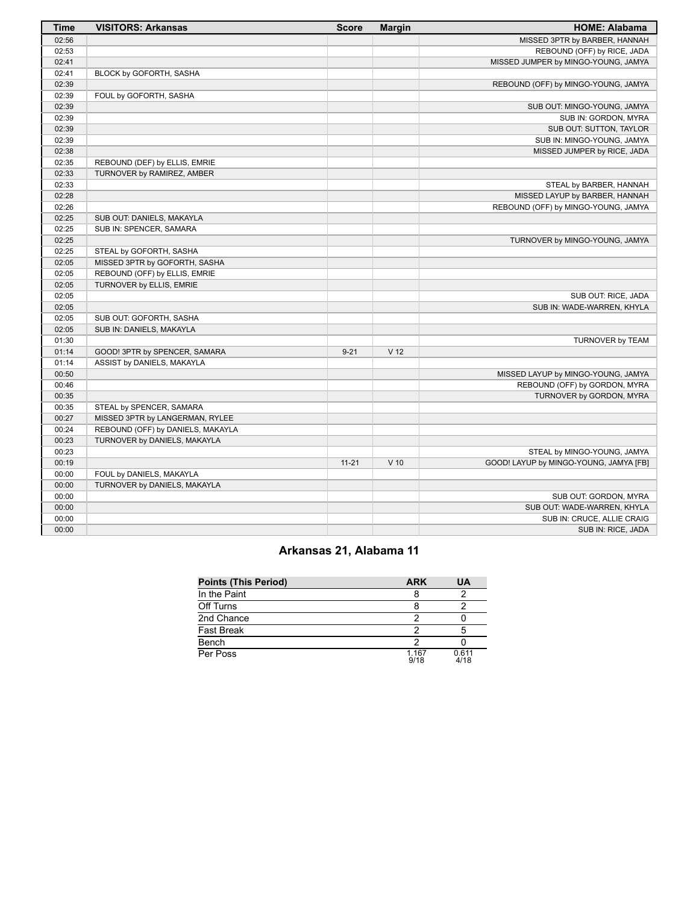| Time | VISITORS: Arkansas | Score | Margin | HOME: Alabama |
| --- | --- | --- | --- | --- |
| 02:56 | | | | MISSED 3PTR by BARBER, HANNAH |
| 02:53 | | | | REBOUND (OFF) by RICE, JADA |
| 02:41 | | | | MISSED JUMPER by MINGO-YOUNG, JAMYA |
| 02:41 | BLOCK by GOFORTH, SASHA | | | |
| 02:39 | | | | REBOUND (OFF) by MINGO-YOUNG, JAMYA |
| 02:39 | FOUL by GOFORTH, SASHA | | | |
| 02:39 | | | | SUB OUT: MINGO-YOUNG, JAMYA |
| 02:39 | | | | SUB IN: GORDON, MYRA |
| 02:39 | | | | SUB OUT: SUTTON, TAYLOR |
| 02:39 | | | | SUB IN: MINGO-YOUNG, JAMYA |
| 02:38 | | | | MISSED JUMPER by RICE, JADA |
| 02:35 | REBOUND (DEF) by ELLIS, EMRIE | | | |
| 02:33 | TURNOVER by RAMIREZ, AMBER | | | |
| 02:33 | | | | STEAL by BARBER, HANNAH |
| 02:28 | | | | MISSED LAYUP by BARBER, HANNAH |
| 02:26 | | | | REBOUND (OFF) by MINGO-YOUNG, JAMYA |
| 02:25 | SUB OUT: DANIELS, MAKAYLA | | | |
| 02:25 | SUB IN: SPENCER, SAMARA | | | |
| 02:25 | | | | TURNOVER by MINGO-YOUNG, JAMYA |
| 02:25 | STEAL by GOFORTH, SASHA | | | |
| 02:05 | MISSED 3PTR by GOFORTH, SASHA | | | |
| 02:05 | REBOUND (OFF) by ELLIS, EMRIE | | | |
| 02:05 | TURNOVER by ELLIS, EMRIE | | | |
| 02:05 | | | | SUB OUT: RICE, JADA |
| 02:05 | | | | SUB IN: WADE-WARREN, KHYLA |
| 02:05 | SUB OUT: GOFORTH, SASHA | | | |
| 02:05 | SUB IN: DANIELS, MAKAYLA | | | |
| 01:30 | | | | TURNOVER by TEAM |
| 01:14 | GOOD! 3PTR by SPENCER, SAMARA | 9-21 | V 12 | |
| 01:14 | ASSIST by DANIELS, MAKAYLA | | | |
| 00:50 | | | | MISSED LAYUP by MINGO-YOUNG, JAMYA |
| 00:46 | | | | REBOUND (OFF) by GORDON, MYRA |
| 00:35 | | | | TURNOVER by GORDON, MYRA |
| 00:35 | STEAL by SPENCER, SAMARA | | | |
| 00:27 | MISSED 3PTR by LANGERMAN, RYLEE | | | |
| 00:24 | REBOUND (OFF) by DANIELS, MAKAYLA | | | |
| 00:23 | TURNOVER by DANIELS, MAKAYLA | | | |
| 00:23 | | | | STEAL by MINGO-YOUNG, JAMYA |
| 00:19 | | 11-21 | V 10 | GOOD! LAYUP by MINGO-YOUNG, JAMYA [FB] |
| 00:00 | FOUL by DANIELS, MAKAYLA | | | |
| 00:00 | TURNOVER by DANIELS, MAKAYLA | | | |
| 00:00 | | | | SUB OUT: GORDON, MYRA |
| 00:00 | | | | SUB OUT: WADE-WARREN, KHYLA |
| 00:00 | | | | SUB IN: CRUCE, ALLIE CRAIG |
| 00:00 | | | | SUB IN: RICE, JADA |

## Arkansas 21, Alabama 11

| Points (This Period) | ARK | UA |
| --- | --- | --- |
| In the Paint | 8 | 2 |
| Off Turns | 8 | 2 |
| 2nd Chance | 2 | 0 |
| Fast Break | 2 | 5 |
| Bench | 2 | 0 |
| Per Poss | 1.167 9/18 | 0.611 4/18 |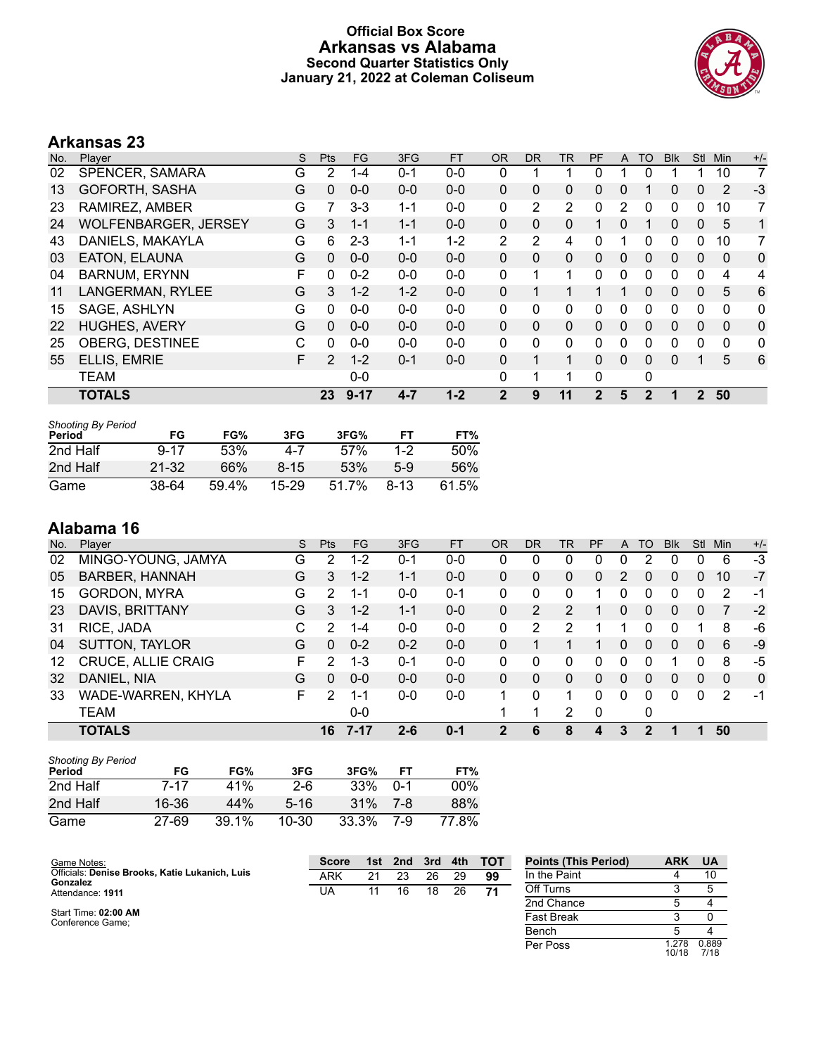# Official Box Score
## Arkansas vs Alabama
### Second Quarter Statistics Only
### January 21, 2022 at Coleman Coliseum

## Arkansas 23

| No. | Player | S | Pts | FG | 3FG | FT | OR | DR | TR | PF | A | TO | Blk | Stl | Min | +/- |
|---|---|---|---|---|---|---|---|---|---|---|---|---|---|---|---|---|
| 02 | SPENCER, SAMARA | G | 2 | 1-4 | 0-1 | 0-0 | 0 | 1 | 1 | 0 | 1 | 0 | 1 | 1 | 10 | 7 |
| 13 | GOFORTH, SASHA | G | 0 | 0-0 | 0-0 | 0-0 | 0 | 0 | 0 | 0 | 0 | 1 | 0 | 0 | 2 | -3 |
| 23 | RAMIREZ, AMBER | G | 7 | 3-3 | 1-1 | 0-0 | 0 | 2 | 2 | 0 | 2 | 0 | 0 | 0 | 10 | 7 |
| 24 | WOLFENBARGER, JERSEY | G | 3 | 1-1 | 1-1 | 0-0 | 0 | 0 | 0 | 1 | 0 | 1 | 0 | 0 | 5 | 1 |
| 43 | DANIELS, MAKAYLA | G | 6 | 2-3 | 1-1 | 1-2 | 2 | 2 | 4 | 0 | 1 | 0 | 0 | 0 | 10 | 7 |
| 03 | EATON, ELAUNA | G | 0 | 0-0 | 0-0 | 0-0 | 0 | 0 | 0 | 0 | 0 | 0 | 0 | 0 | 0 | 0 |
| 04 | BARNUM, ERYNN | F | 0 | 0-2 | 0-0 | 0-0 | 0 | 1 | 1 | 0 | 0 | 0 | 0 | 0 | 4 | 4 |
| 11 | LANGERMAN, RYLEE | G | 3 | 1-2 | 1-2 | 0-0 | 0 | 1 | 1 | 1 | 1 | 0 | 0 | 0 | 5 | 6 |
| 15 | SAGE, ASHLYN | G | 0 | 0-0 | 0-0 | 0-0 | 0 | 0 | 0 | 0 | 0 | 0 | 0 | 0 | 0 | 0 |
| 22 | HUGHES, AVERY | G | 0 | 0-0 | 0-0 | 0-0 | 0 | 0 | 0 | 0 | 0 | 0 | 0 | 0 | 0 | 0 |
| 25 | OBERG, DESTINEE | C | 0 | 0-0 | 0-0 | 0-0 | 0 | 0 | 0 | 0 | 0 | 0 | 0 | 0 | 0 | 0 |
| 55 | ELLIS, EMRIE | F | 2 | 1-2 | 0-1 | 0-0 | 0 | 1 | 1 | 0 | 0 | 0 | 0 | 1 | 5 | 6 |
| | TEAM | | | 0-0 | | | 0 | 1 | 1 | 0 | | 0 | | | | |
| | **TOTALS** | | **23** | **9-17** | **4-7** | **1-2** | **2** | **9** | **11** | **2** | **5** | **2** | **1** | **2** | **50** | |

*Shooting By Period*

| Period | FG | FG% | 3FG | 3FG% | FT | FT% |
|---|---|---|---|---|---|---|
| 2nd Half | 9-17 | 53% | 4-7 | 57% | 1-2 | 50% |
| 2nd Half | 21-32 | 66% | 8-15 | 53% | 5-9 | 56% |
| Game | 38-64 | 59.4% | 15-29 | 51.7% | 8-13 | 61.5% |

## Alabama 16

| No. | Player | S | Pts | FG | 3FG | FT | OR | DR | TR | PF | A | TO | Blk | Stl | Min | +/- |
|---|---|---|---|---|---|---|---|---|---|---|---|---|---|---|---|---|
| 02 | MINGO-YOUNG, JAMYA | G | 2 | 1-2 | 0-1 | 0-0 | 0 | 0 | 0 | 0 | 0 | 2 | 0 | 0 | 6 | -3 |
| 05 | BARBER, HANNAH | G | 3 | 1-2 | 1-1 | 0-0 | 0 | 0 | 0 | 0 | 2 | 0 | 0 | 0 | 10 | -7 |
| 15 | GORDON, MYRA | G | 2 | 1-1 | 0-0 | 0-1 | 0 | 0 | 0 | 1 | 0 | 0 | 0 | 0 | 2 | -1 |
| 23 | DAVIS, BRITTANY | G | 3 | 1-2 | 1-1 | 0-0 | 0 | 2 | 2 | 1 | 0 | 0 | 0 | 0 | 7 | -2 |
| 31 | RICE, JADA | C | 2 | 1-4 | 0-0 | 0-0 | 0 | 2 | 2 | 1 | 1 | 0 | 0 | 1 | 8 | -6 |
| 04 | SUTTON, TAYLOR | G | 0 | 0-2 | 0-2 | 0-0 | 0 | 1 | 1 | 1 | 0 | 0 | 0 | 0 | 6 | -9 |
| 12 | CRUCE, ALLIE CRAIG | F | 2 | 1-3 | 0-1 | 0-0 | 0 | 0 | 0 | 0 | 0 | 0 | 1 | 0 | 8 | -5 |
| 32 | DANIEL, NIA | G | 0 | 0-0 | 0-0 | 0-0 | 0 | 0 | 0 | 0 | 0 | 0 | 0 | 0 | 0 | 0 |
| 33 | WADE-WARREN, KHYLA | F | 2 | 1-1 | 0-0 | 0-0 | 1 | 0 | 1 | 0 | 0 | 0 | 0 | 0 | 2 | -1 |
| | TEAM | | | 0-0 | | | 1 | 1 | 2 | 0 | | 0 | | | | |
| | **TOTALS** | | **16** | **7-17** | **2-6** | **0-1** | **2** | **6** | **8** | **4** | **3** | **2** | **1** | **1** | **50** | |

*Shooting By Period*

| Period | FG | FG% | 3FG | 3FG% | FT | FT% |
|---|---|---|---|---|---|---|
| 2nd Half | 7-17 | 41% | 2-6 | 33% | 0-1 | 00% |
| 2nd Half | 16-36 | 44% | 5-16 | 31% | 7-8 | 88% |
| Game | 27-69 | 39.1% | 10-30 | 33.3% | 7-9 | 77.8% |

Game Notes:
Officials: **Denise Brooks, Katie Lukanich, Luis Gonzalez**
Attendance: **1911**

Start Time: **02:00 AM**
Conference Game;

| Score | 1st | 2nd | 3rd | 4th | TOT |
|---|---|---|---|---|---|
| ARK | 21 | 23 | 26 | 29 | **99** |
| UA | 11 | 16 | 18 | 26 | **71** |

| Points (This Period) | ARK | UA |
|---|---|---|
| In the Paint | 4 | 10 |
| Off Turns | 3 | 5 |
| 2nd Chance | 5 | 4 |
| Fast Break | 3 | 0 |
| Bench | 5 | 4 |
| Per Poss | 1.278 10/18 | 0.889 7/18 |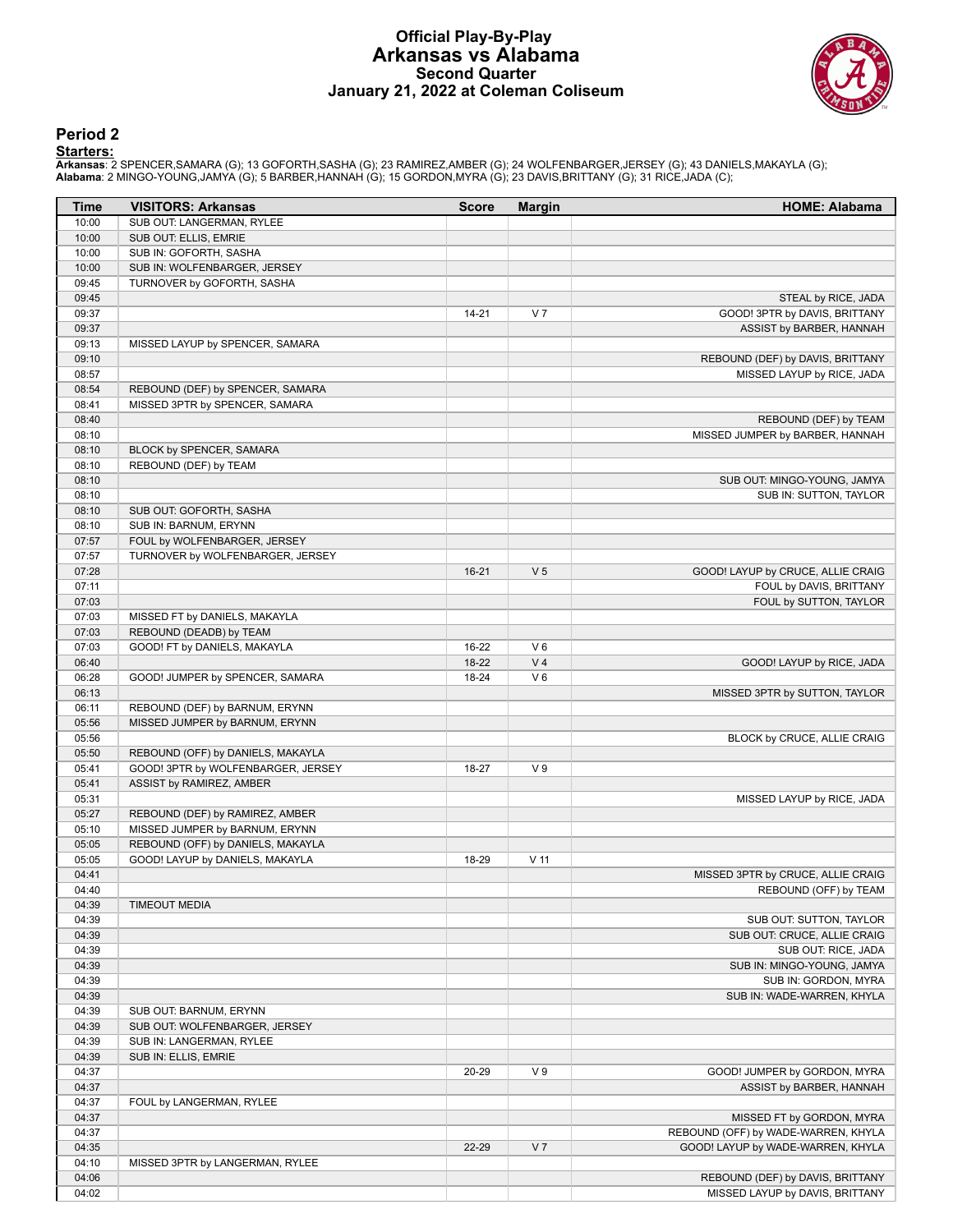# Official Play-By-Play
# Arkansas vs Alabama
## Second Quarter
### January 21, 2022 at Coleman Coliseum

## Period 2

**Starters:**

**Arkansas**: 2 SPENCER,SAMARA (G); 13 GOFORTH,SASHA (G); 23 RAMIREZ,AMBER (G); 24 WOLFENBARGER,JERSEY (G); 43 DANIELS,MAKAYLA (G);
**Alabama**: 2 MINGO-YOUNG,JAMYA (G); 5 BARBER,HANNAH (G); 15 GORDON,MYRA (G); 23 DAVIS,BRITTANY (G); 31 RICE,JADA (C);

| Time | VISITORS: Arkansas | Score | Margin | HOME: Alabama |
|---|---|---|---|---|
| 10:00 | SUB OUT: LANGERMAN, RYLEE | | | |
| 10:00 | SUB OUT: ELLIS, EMRIE | | | |
| 10:00 | SUB IN: GOFORTH, SASHA | | | |
| 10:00 | SUB IN: WOLFENBARGER, JERSEY | | | |
| 09:45 | TURNOVER by GOFORTH, SASHA | | | |
| 09:45 | | | | STEAL by RICE, JADA |
| 09:37 | | 14-21 | V 7 | GOOD! 3PTR by DAVIS, BRITTANY |
| 09:37 | | | | ASSIST by BARBER, HANNAH |
| 09:13 | MISSED LAYUP by SPENCER, SAMARA | | | |
| 09:10 | | | | REBOUND (DEF) by DAVIS, BRITTANY |
| 08:57 | | | | MISSED LAYUP by RICE, JADA |
| 08:54 | REBOUND (DEF) by SPENCER, SAMARA | | | |
| 08:41 | MISSED 3PTR by SPENCER, SAMARA | | | |
| 08:40 | | | | REBOUND (DEF) by TEAM |
| 08:10 | | | | MISSED JUMPER by BARBER, HANNAH |
| 08:10 | BLOCK by SPENCER, SAMARA | | | |
| 08:10 | REBOUND (DEF) by TEAM | | | |
| 08:10 | | | | SUB OUT: MINGO-YOUNG, JAMYA |
| 08:10 | | | | SUB IN: SUTTON, TAYLOR |
| 08:10 | SUB OUT: GOFORTH, SASHA | | | |
| 08:10 | SUB IN: BARNUM, ERYNN | | | |
| 07:57 | FOUL by WOLFENBARGER, JERSEY | | | |
| 07:57 | TURNOVER by WOLFENBARGER, JERSEY | | | |
| 07:28 | | 16-21 | V 5 | GOOD! LAYUP by CRUCE, ALLIE CRAIG |
| 07:11 | | | | FOUL by DAVIS, BRITTANY |
| 07:03 | | | | FOUL by SUTTON, TAYLOR |
| 07:03 | MISSED FT by DANIELS, MAKAYLA | | | |
| 07:03 | REBOUND (DEADB) by TEAM | | | |
| 07:03 | GOOD! FT by DANIELS, MAKAYLA | 16-22 | V 6 | |
| 06:40 | | 18-22 | V 4 | GOOD! LAYUP by RICE, JADA |
| 06:28 | GOOD! JUMPER by SPENCER, SAMARA | 18-24 | V 6 | |
| 06:13 | | | | MISSED 3PTR by SUTTON, TAYLOR |
| 06:11 | REBOUND (DEF) by BARNUM, ERYNN | | | |
| 05:56 | MISSED JUMPER by BARNUM, ERYNN | | | |
| 05:56 | | | | BLOCK by CRUCE, ALLIE CRAIG |
| 05:50 | REBOUND (OFF) by DANIELS, MAKAYLA | | | |
| 05:41 | GOOD! 3PTR by WOLFENBARGER, JERSEY | 18-27 | V 9 | |
| 05:41 | ASSIST by RAMIREZ, AMBER | | | |
| 05:31 | | | | MISSED LAYUP by RICE, JADA |
| 05:27 | REBOUND (DEF) by RAMIREZ, AMBER | | | |
| 05:10 | MISSED JUMPER by BARNUM, ERYNN | | | |
| 05:05 | REBOUND (OFF) by DANIELS, MAKAYLA | | | |
| 05:05 | GOOD! LAYUP by DANIELS, MAKAYLA | 18-29 | V 11 | |
| 04:41 | | | | MISSED 3PTR by CRUCE, ALLIE CRAIG |
| 04:40 | | | | REBOUND (OFF) by TEAM |
| 04:39 | TIMEOUT MEDIA | | | |
| 04:39 | | | | SUB OUT: SUTTON, TAYLOR |
| 04:39 | | | | SUB OUT: CRUCE, ALLIE CRAIG |
| 04:39 | | | | SUB OUT: RICE, JADA |
| 04:39 | | | | SUB IN: MINGO-YOUNG, JAMYA |
| 04:39 | | | | SUB IN: GORDON, MYRA |
| 04:39 | | | | SUB IN: WADE-WARREN, KHYLA |
| 04:39 | SUB OUT: BARNUM, ERYNN | | | |
| 04:39 | SUB OUT: WOLFENBARGER, JERSEY | | | |
| 04:39 | SUB IN: LANGERMAN, RYLEE | | | |
| 04:39 | SUB IN: ELLIS, EMRIE | | | |
| 04:37 | | 20-29 | V 9 | GOOD! JUMPER by GORDON, MYRA |
| 04:37 | | | | ASSIST by BARBER, HANNAH |
| 04:37 | FOUL by LANGERMAN, RYLEE | | | |
| 04:37 | | | | MISSED FT by GORDON, MYRA |
| 04:37 | | | | REBOUND (OFF) by WADE-WARREN, KHYLA |
| 04:35 | | 22-29 | V 7 | GOOD! LAYUP by WADE-WARREN, KHYLA |
| 04:10 | MISSED 3PTR by LANGERMAN, RYLEE | | | |
| 04:06 | | | | REBOUND (DEF) by DAVIS, BRITTANY |
| 04:02 | | | | MISSED LAYUP by DAVIS, BRITTANY |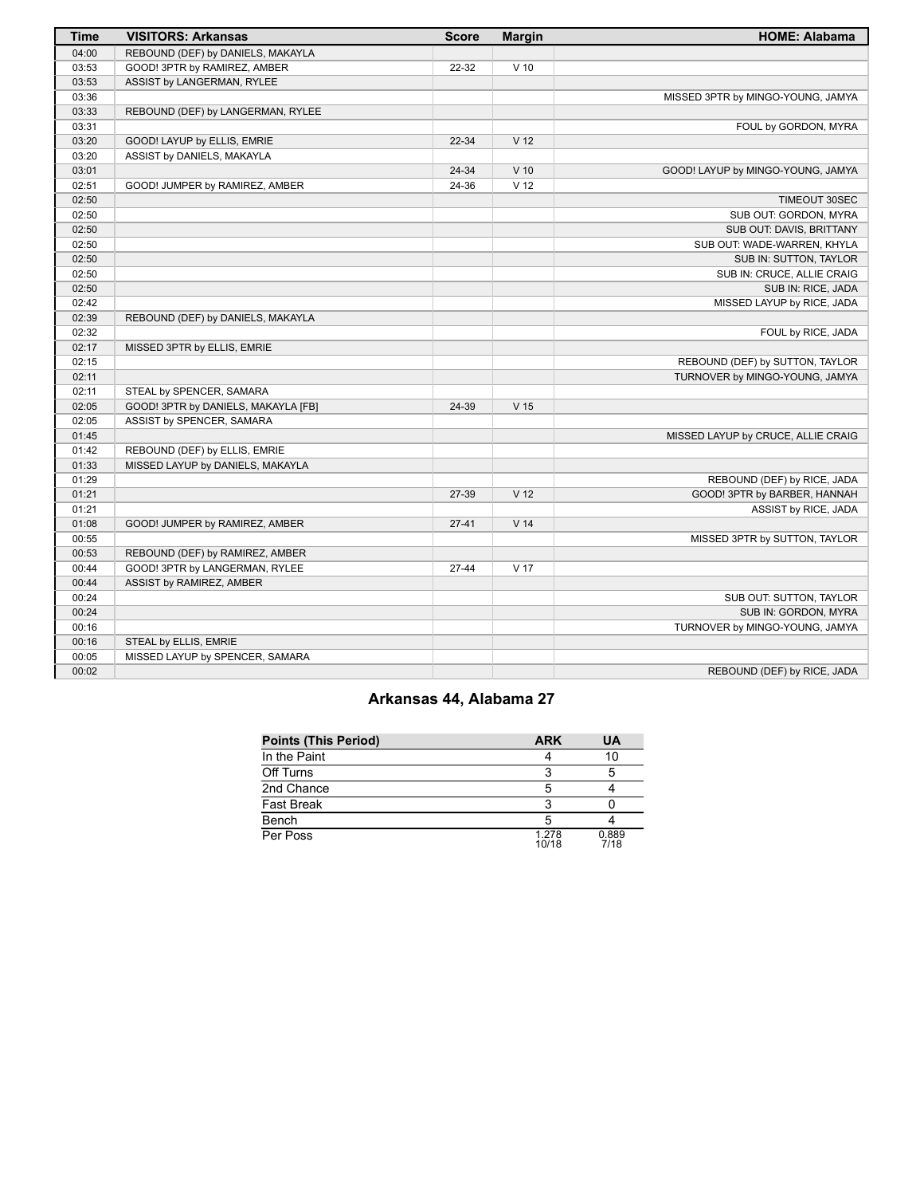| Time | VISITORS: Arkansas | Score | Margin | HOME: Alabama |
|---|---|---|---|---|
| 04:00 | REBOUND (DEF) by DANIELS, MAKAYLA | | | |
| 03:53 | GOOD! 3PTR by RAMIREZ, AMBER | 22-32 | V 10 | |
| 03:53 | ASSIST by LANGERMAN, RYLEE | | | |
| 03:36 | | | | MISSED 3PTR by MINGO-YOUNG, JAMYA |
| 03:33 | REBOUND (DEF) by LANGERMAN, RYLEE | | | |
| 03:31 | | | | FOUL by GORDON, MYRA |
| 03:20 | GOOD! LAYUP by ELLIS, EMRIE | 22-34 | V 12 | |
| 03:20 | ASSIST by DANIELS, MAKAYLA | | | |
| 03:01 | | 24-34 | V 10 | GOOD! LAYUP by MINGO-YOUNG, JAMYA |
| 02:51 | GOOD! JUMPER by RAMIREZ, AMBER | 24-36 | V 12 | |
| 02:50 | | | | TIMEOUT 30SEC |
| 02:50 | | | | SUB OUT: GORDON, MYRA |
| 02:50 | | | | SUB OUT: DAVIS, BRITTANY |
| 02:50 | | | | SUB OUT: WADE-WARREN, KHYLA |
| 02:50 | | | | SUB IN: SUTTON, TAYLOR |
| 02:50 | | | | SUB IN: CRUCE, ALLIE CRAIG |
| 02:50 | | | | SUB IN: RICE, JADA |
| 02:42 | | | | MISSED LAYUP by RICE, JADA |
| 02:39 | REBOUND (DEF) by DANIELS, MAKAYLA | | | |
| 02:32 | | | | FOUL by RICE, JADA |
| 02:17 | MISSED 3PTR by ELLIS, EMRIE | | | |
| 02:15 | | | | REBOUND (DEF) by SUTTON, TAYLOR |
| 02:11 | | | | TURNOVER by MINGO-YOUNG, JAMYA |
| 02:11 | STEAL by SPENCER, SAMARA | | | |
| 02:05 | GOOD! 3PTR by DANIELS, MAKAYLA [FB] | 24-39 | V 15 | |
| 02:05 | ASSIST by SPENCER, SAMARA | | | |
| 01:45 | | | | MISSED LAYUP by CRUCE, ALLIE CRAIG |
| 01:42 | REBOUND (DEF) by ELLIS, EMRIE | | | |
| 01:33 | MISSED LAYUP by DANIELS, MAKAYLA | | | |
| 01:29 | | | | REBOUND (DEF) by RICE, JADA |
| 01:21 | | 27-39 | V 12 | GOOD! 3PTR by BARBER, HANNAH |
| 01:21 | | | | ASSIST by RICE, JADA |
| 01:08 | GOOD! JUMPER by RAMIREZ, AMBER | 27-41 | V 14 | |
| 00:55 | | | | MISSED 3PTR by SUTTON, TAYLOR |
| 00:53 | REBOUND (DEF) by RAMIREZ, AMBER | | | |
| 00:44 | GOOD! 3PTR by LANGERMAN, RYLEE | 27-44 | V 17 | |
| 00:44 | ASSIST by RAMIREZ, AMBER | | | |
| 00:24 | | | | SUB OUT: SUTTON, TAYLOR |
| 00:24 | | | | SUB IN: GORDON, MYRA |
| 00:16 | | | | TURNOVER by MINGO-YOUNG, JAMYA |
| 00:16 | STEAL by ELLIS, EMRIE | | | |
| 00:05 | MISSED LAYUP by SPENCER, SAMARA | | | |
| 00:02 | | | | REBOUND (DEF) by RICE, JADA |

## Arkansas 44, Alabama 27

| Points (This Period) | ARK | UA |
|---|---|---|
| In the Paint | 4 | 10 |
| Off Turns | 3 | 5 |
| 2nd Chance | 5 | 4 |
| Fast Break | 3 | 0 |
| Bench | 5 | 4 |
| Per Poss | 1.278 10/18 | 0.889 7/18 |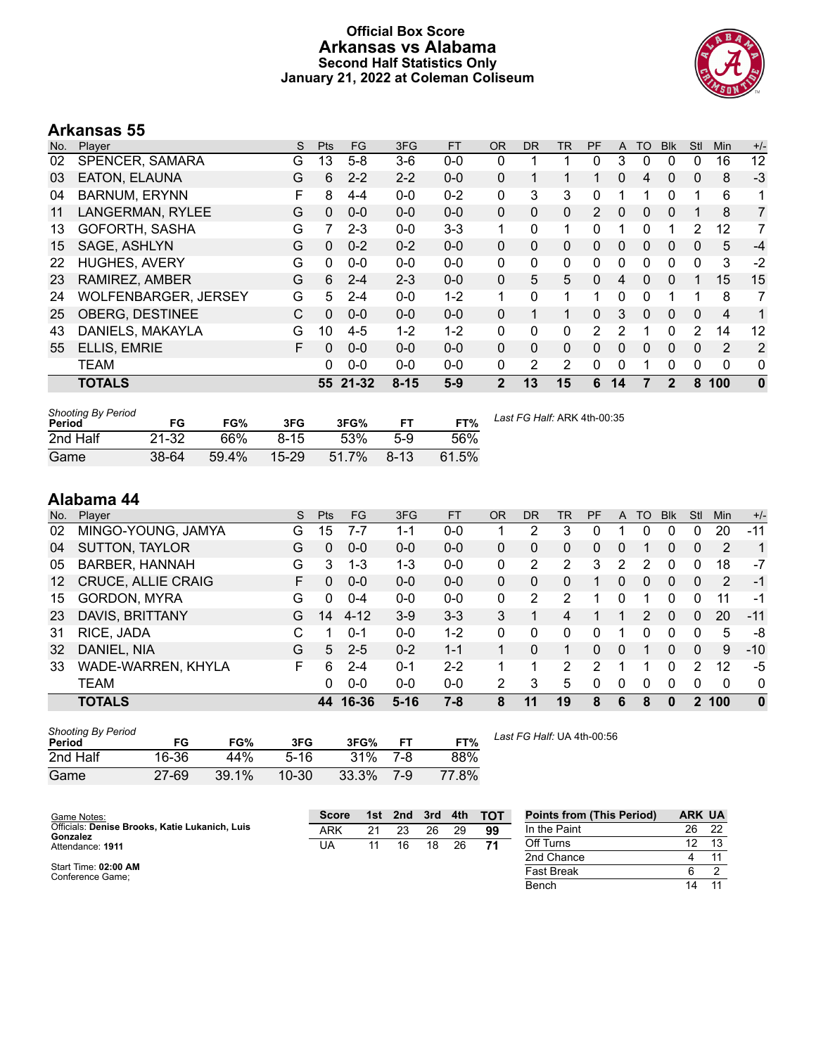# Official Box Score
## Arkansas vs Alabama
### Second Half Statistics Only
### January 21, 2022 at Coleman Coliseum

## Arkansas 55

| No. | Player | S | Pts | FG | 3FG | FT | OR | DR | TR | PF | A | TO | Blk | Stl | Min | +/- |
|---|---|---|---|---|---|---|---|---|---|---|---|---|---|---|---|---|
| 02 | SPENCER, SAMARA | G | 13 | 5-8 | 3-6 | 0-0 | 0 | 1 | 1 | 0 | 3 | 0 | 0 | 0 | 16 | 12 |
| 03 | EATON, ELAUNA | G | 6 | 2-2 | 2-2 | 0-0 | 0 | 1 | 1 | 1 | 0 | 4 | 0 | 0 | 8 | -3 |
| 04 | BARNUM, ERYNN | F | 8 | 4-4 | 0-0 | 0-2 | 0 | 3 | 3 | 0 | 1 | 1 | 0 | 1 | 6 | 1 |
| 11 | LANGERMAN, RYLEE | G | 0 | 0-0 | 0-0 | 0-0 | 0 | 0 | 0 | 2 | 0 | 0 | 0 | 1 | 8 | 7 |
| 13 | GOFORTH, SASHA | G | 7 | 2-3 | 0-0 | 3-3 | 1 | 0 | 1 | 0 | 1 | 0 | 1 | 2 | 12 | 7 |
| 15 | SAGE, ASHLYN | G | 0 | 0-2 | 0-2 | 0-0 | 0 | 0 | 0 | 0 | 0 | 0 | 0 | 0 | 5 | -4 |
| 22 | HUGHES, AVERY | G | 0 | 0-0 | 0-0 | 0-0 | 0 | 0 | 0 | 0 | 0 | 0 | 0 | 0 | 3 | -2 |
| 23 | RAMIREZ, AMBER | G | 6 | 2-4 | 2-3 | 0-0 | 0 | 5 | 5 | 0 | 4 | 0 | 0 | 1 | 15 | 15 |
| 24 | WOLFENBARGER, JERSEY | G | 5 | 2-4 | 0-0 | 1-2 | 1 | 0 | 1 | 1 | 0 | 0 | 1 | 1 | 8 | 7 |
| 25 | OBERG, DESTINEE | C | 0 | 0-0 | 0-0 | 0-0 | 0 | 1 | 1 | 0 | 3 | 0 | 0 | 0 | 4 | 1 |
| 43 | DANIELS, MAKAYLA | G | 10 | 4-5 | 1-2 | 1-2 | 0 | 0 | 0 | 2 | 2 | 1 | 0 | 2 | 14 | 12 |
| 55 | ELLIS, EMRIE | F | 0 | 0-0 | 0-0 | 0-0 | 0 | 0 | 0 | 0 | 0 | 0 | 0 | 0 | 2 | 2 |
| | TEAM | | 0 | 0-0 | 0-0 | 0-0 | 0 | 2 | 2 | 0 | 0 | 1 | 0 | 0 | 0 | 0 |
| | **TOTALS** | | **55** | **21-32** | **8-15** | **5-9** | **2** | **13** | **15** | **6** | **14** | **7** | **2** | **8** | **100** | **0** |

*Shooting By Period*

| Period | FG | FG% | 3FG | 3FG% | FT | FT% |
|---|---|---|---|---|---|---|
| 2nd Half | 21-32 | 66% | 8-15 | 53% | 5-9 | 56% |
| Game | 38-64 | 59.4% | 15-29 | 51.7% | 8-13 | 61.5% |

*Last FG Half:* ARK 4th-00:35

## Alabama 44

| No. | Player | S | Pts | FG | 3FG | FT | OR | DR | TR | PF | A | TO | Blk | Stl | Min | +/- |
|---|---|---|---|---|---|---|---|---|---|---|---|---|---|---|---|---|
| 02 | MINGO-YOUNG, JAMYA | G | 15 | 7-7 | 1-1 | 0-0 | 1 | 2 | 3 | 0 | 1 | 0 | 0 | 0 | 20 | -11 |
| 04 | SUTTON, TAYLOR | G | 0 | 0-0 | 0-0 | 0-0 | 0 | 0 | 0 | 0 | 0 | 1 | 0 | 0 | 2 | 1 |
| 05 | BARBER, HANNAH | G | 3 | 1-3 | 1-3 | 0-0 | 0 | 2 | 2 | 3 | 2 | 2 | 0 | 0 | 18 | -7 |
| 12 | CRUCE, ALLIE CRAIG | F | 0 | 0-0 | 0-0 | 0-0 | 0 | 0 | 0 | 1 | 0 | 0 | 0 | 0 | 2 | -1 |
| 15 | GORDON, MYRA | G | 0 | 0-4 | 0-0 | 0-0 | 0 | 2 | 2 | 1 | 0 | 1 | 0 | 0 | 11 | -1 |
| 23 | DAVIS, BRITTANY | G | 14 | 4-12 | 3-9 | 3-3 | 3 | 1 | 4 | 1 | 1 | 2 | 0 | 0 | 20 | -11 |
| 31 | RICE, JADA | C | 1 | 0-1 | 0-0 | 1-2 | 0 | 0 | 0 | 0 | 1 | 0 | 0 | 0 | 5 | -8 |
| 32 | DANIEL, NIA | G | 5 | 2-5 | 0-2 | 1-1 | 1 | 0 | 1 | 0 | 0 | 1 | 0 | 0 | 9 | -10 |
| 33 | WADE-WARREN, KHYLA | F | 6 | 2-4 | 0-1 | 2-2 | 1 | 1 | 2 | 2 | 1 | 1 | 0 | 2 | 12 | -5 |
| | TEAM | | 0 | 0-0 | 0-0 | 0-0 | 2 | 3 | 5 | 0 | 0 | 0 | 0 | 0 | 0 | 0 |
| | **TOTALS** | | **44** | **16-36** | **5-16** | **7-8** | **8** | **11** | **19** | **8** | **6** | **8** | **0** | **2** | **100** | **0** |

*Shooting By Period*

| Period | FG | FG% | 3FG | 3FG% | FT | FT% |
|---|---|---|---|---|---|---|
| 2nd Half | 16-36 | 44% | 5-16 | 31% | 7-8 | 88% |
| Game | 27-69 | 39.1% | 10-30 | 33.3% | 7-9 | 77.8% |

*Last FG Half:* UA 4th-00:56

Game Notes:
Officials: **Denise Brooks, Katie Lukanich, Luis Gonzalez**
Attendance: **1911**

Start Time: **02:00 AM**
Conference Game;

| Score | 1st | 2nd | 3rd | 4th | TOT |
|---|---|---|---|---|---|
| ARK | 21 | 23 | 26 | 29 | **99** |
| UA | 11 | 16 | 18 | 26 | **71** |

| Points from (This Period) | ARK | UA |
|---|---|---|
| In the Paint | 26 | 22 |
| Off Turns | 12 | 13 |
| 2nd Chance | 4 | 11 |
| Fast Break | 6 | 2 |
| Bench | 14 | 11 |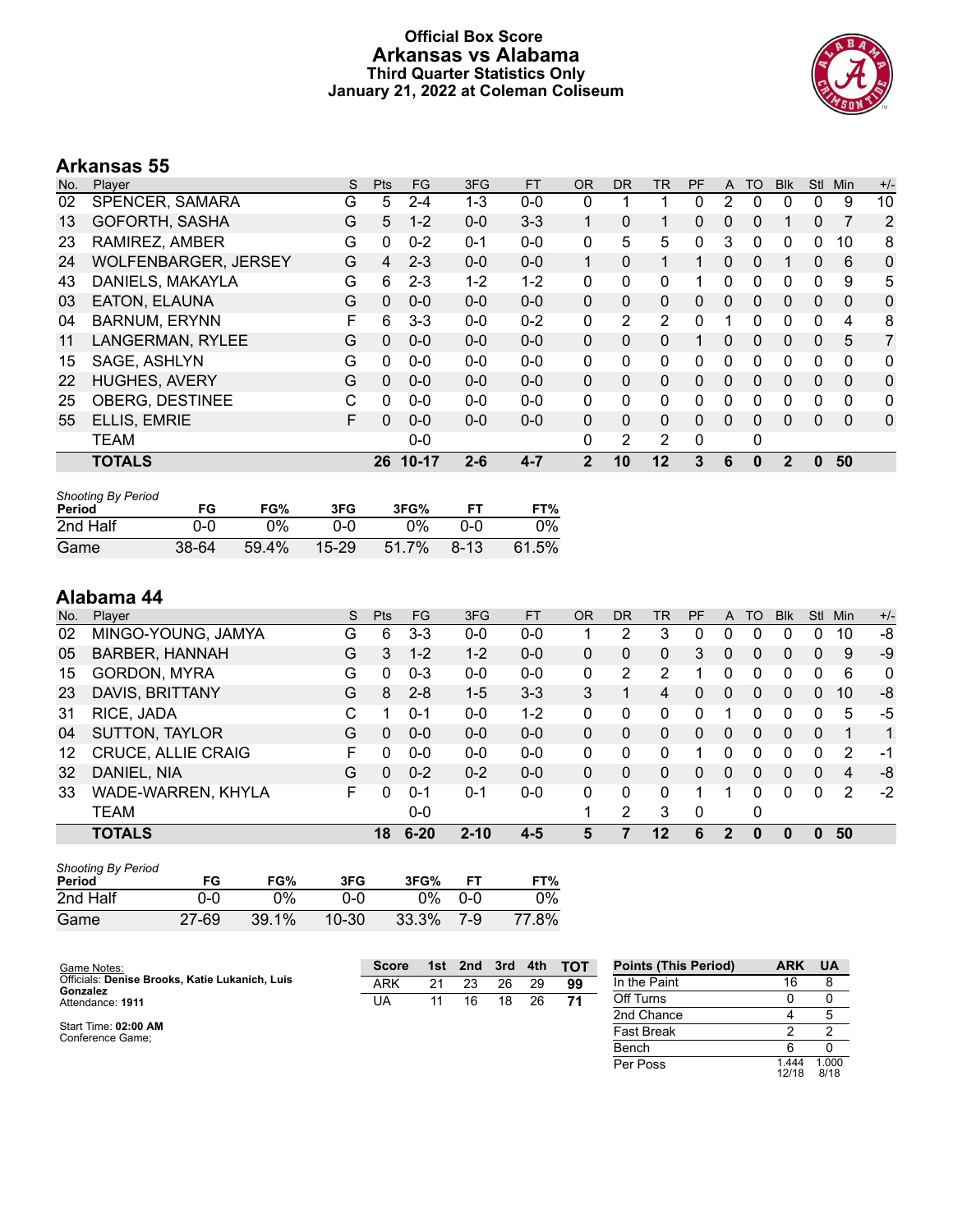# Official Box Score
## Arkansas vs Alabama
### Third Quarter Statistics Only
### January 21, 2022 at Coleman Coliseum

## Arkansas 55

| No. | Player | S | Pts | FG | 3FG | FT | OR | DR | TR | PF | A | TO | Blk | Stl | Min | +/- |
|---|---|---|---|---|---|---|---|---|---|---|---|---|---|---|---|---|
| 02 | SPENCER, SAMARA | G | 5 | 2-4 | 1-3 | 0-0 | 0 | 1 | 1 | 0 | 2 | 0 | 0 | 0 | 9 | 10 |
| 13 | GOFORTH, SASHA | G | 5 | 1-2 | 0-0 | 3-3 | 1 | 0 | 1 | 0 | 0 | 0 | 1 | 0 | 7 | 2 |
| 23 | RAMIREZ, AMBER | G | 0 | 0-2 | 0-1 | 0-0 | 0 | 5 | 5 | 0 | 3 | 0 | 0 | 0 | 10 | 8 |
| 24 | WOLFENBARGER, JERSEY | G | 4 | 2-3 | 0-0 | 0-0 | 1 | 0 | 1 | 1 | 0 | 0 | 1 | 0 | 6 | 0 |
| 43 | DANIELS, MAKAYLA | G | 6 | 2-3 | 1-2 | 1-2 | 0 | 0 | 0 | 1 | 0 | 0 | 0 | 0 | 9 | 5 |
| 03 | EATON, ELAUNA | G | 0 | 0-0 | 0-0 | 0-0 | 0 | 0 | 0 | 0 | 0 | 0 | 0 | 0 | 0 | 0 |
| 04 | BARNUM, ERYNN | F | 6 | 3-3 | 0-0 | 0-2 | 0 | 2 | 2 | 0 | 1 | 0 | 0 | 0 | 4 | 8 |
| 11 | LANGERMAN, RYLEE | G | 0 | 0-0 | 0-0 | 0-0 | 0 | 0 | 0 | 1 | 0 | 0 | 0 | 0 | 5 | 7 |
| 15 | SAGE, ASHLYN | G | 0 | 0-0 | 0-0 | 0-0 | 0 | 0 | 0 | 0 | 0 | 0 | 0 | 0 | 0 | 0 |
| 22 | HUGHES, AVERY | G | 0 | 0-0 | 0-0 | 0-0 | 0 | 0 | 0 | 0 | 0 | 0 | 0 | 0 | 0 | 0 |
| 25 | OBERG, DESTINEE | C | 0 | 0-0 | 0-0 | 0-0 | 0 | 0 | 0 | 0 | 0 | 0 | 0 | 0 | 0 | 0 |
| 55 | ELLIS, EMRIE | F | 0 | 0-0 | 0-0 | 0-0 | 0 | 0 | 0 | 0 | 0 | 0 | 0 | 0 | 0 | 0 |
| | TEAM | | | 0-0 | | | 0 | 2 | 2 | 0 | | 0 | | | | |
| | **TOTALS** | | **26** | **10-17** | **2-6** | **4-7** | **2** | **10** | **12** | **3** | **6** | **0** | **2** | **0** | **50** | |

*Shooting By Period*

| Period | FG | FG% | 3FG | 3FG% | FT | FT% |
|---|---|---|---|---|---|---|
| 2nd Half | 0-0 | 0% | 0-0 | 0% | 0-0 | 0% |
| Game | 38-64 | 59.4% | 15-29 | 51.7% | 8-13 | 61.5% |

## Alabama 44

| No. | Player | S | Pts | FG | 3FG | FT | OR | DR | TR | PF | A | TO | Blk | Stl | Min | +/- |
|---|---|---|---|---|---|---|---|---|---|---|---|---|---|---|---|---|
| 02 | MINGO-YOUNG, JAMYA | G | 6 | 3-3 | 0-0 | 0-0 | 1 | 2 | 3 | 0 | 0 | 0 | 0 | 0 | 10 | -8 |
| 05 | BARBER, HANNAH | G | 3 | 1-2 | 1-2 | 0-0 | 0 | 0 | 0 | 3 | 0 | 0 | 0 | 0 | 9 | -9 |
| 15 | GORDON, MYRA | G | 0 | 0-3 | 0-0 | 0-0 | 0 | 2 | 2 | 1 | 0 | 0 | 0 | 0 | 6 | 0 |
| 23 | DAVIS, BRITTANY | G | 8 | 2-8 | 1-5 | 3-3 | 3 | 1 | 4 | 0 | 0 | 0 | 0 | 0 | 10 | -8 |
| 31 | RICE, JADA | C | 1 | 0-1 | 0-0 | 1-2 | 0 | 0 | 0 | 0 | 1 | 0 | 0 | 0 | 5 | -5 |
| 04 | SUTTON, TAYLOR | G | 0 | 0-0 | 0-0 | 0-0 | 0 | 0 | 0 | 0 | 0 | 0 | 0 | 0 | 1 | 1 |
| 12 | CRUCE, ALLIE CRAIG | F | 0 | 0-0 | 0-0 | 0-0 | 0 | 0 | 0 | 1 | 0 | 0 | 0 | 0 | 2 | -1 |
| 32 | DANIEL, NIA | G | 0 | 0-2 | 0-2 | 0-0 | 0 | 0 | 0 | 0 | 0 | 0 | 0 | 0 | 4 | -8 |
| 33 | WADE-WARREN, KHYLA | F | 0 | 0-1 | 0-1 | 0-0 | 0 | 0 | 0 | 1 | 1 | 0 | 0 | 0 | 2 | -2 |
| | TEAM | | | 0-0 | | | 1 | 2 | 3 | 0 | | 0 | | | | |
| | **TOTALS** | | **18** | **6-20** | **2-10** | **4-5** | **5** | **7** | **12** | **6** | **2** | **0** | **0** | **0** | **50** | |

*Shooting By Period*

| Period | FG | FG% | 3FG | 3FG% | FT | FT% |
|---|---|---|---|---|---|---|
| 2nd Half | 0-0 | 0% | 0-0 | 0% | 0-0 | 0% |
| Game | 27-69 | 39.1% | 10-30 | 33.3% | 7-9 | 77.8% |

Game Notes:
Officials: **Denise Brooks, Katie Lukanich, Luis Gonzalez**
Attendance: **1911**

Start Time: **02:00 AM**
Conference Game;

| Score | 1st | 2nd | 3rd | 4th | TOT |
|---|---|---|---|---|---|
| ARK | 21 | 23 | 26 | 29 | **99** |
| UA | 11 | 16 | 18 | 26 | **71** |

| Points (This Period) | ARK | UA |
|---|---|---|
| In the Paint | 16 | 8 |
| Off Turns | 0 | 0 |
| 2nd Chance | 4 | 5 |
| Fast Break | 2 | 2 |
| Bench | 6 | 0 |
| Per Poss | 1.444 12/18 | 1.000 8/18 |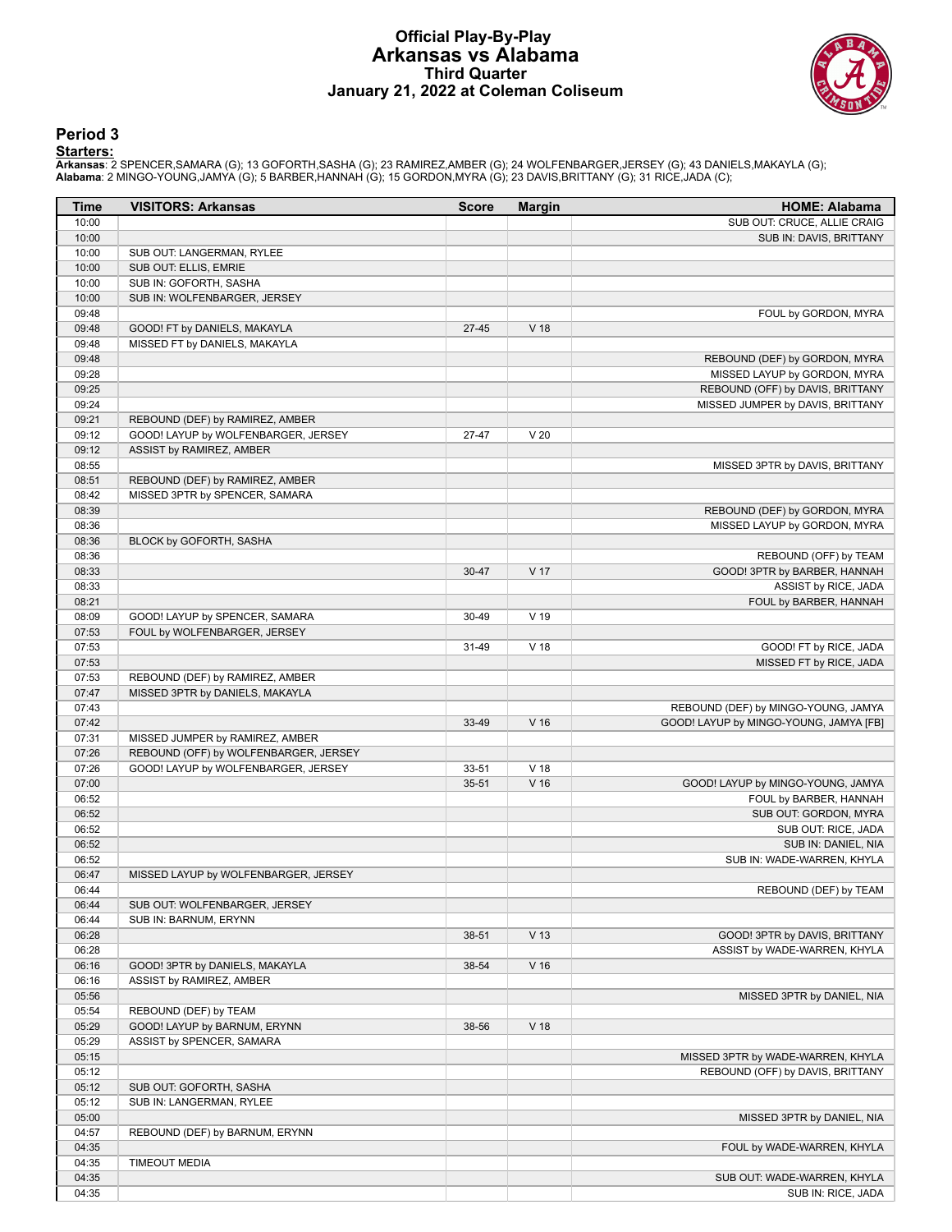# Official Play-By-Play
# Arkansas vs Alabama
## Third Quarter
## January 21, 2022 at Coleman Coliseum

### Period 3

**Starters:**

**Arkansas**: 2 SPENCER,SAMARA (G); 13 GOFORTH,SASHA (G); 23 RAMIREZ,AMBER (G); 24 WOLFENBARGER,JERSEY (G); 43 DANIELS,MAKAYLA (G);
**Alabama**: 2 MINGO-YOUNG,JAMYA (G); 5 BARBER,HANNAH (G); 15 GORDON,MYRA (G); 23 DAVIS,BRITTANY (G); 31 RICE,JADA (C);

| Time | VISITORS: Arkansas | Score | Margin | HOME: Alabama |
|---|---|---|---|---|
| 10:00 | | | | SUB OUT: CRUCE, ALLIE CRAIG |
| 10:00 | | | | SUB IN: DAVIS, BRITTANY |
| 10:00 | SUB OUT: LANGERMAN, RYLEE | | | |
| 10:00 | SUB OUT: ELLIS, EMRIE | | | |
| 10:00 | SUB IN: GOFORTH, SASHA | | | |
| 10:00 | SUB IN: WOLFENBARGER, JERSEY | | | |
| 09:48 | | | | FOUL by GORDON, MYRA |
| 09:48 | GOOD! FT by DANIELS, MAKAYLA | 27-45 | V 18 | |
| 09:48 | MISSED FT by DANIELS, MAKAYLA | | | |
| 09:48 | | | | REBOUND (DEF) by GORDON, MYRA |
| 09:28 | | | | MISSED LAYUP by GORDON, MYRA |
| 09:25 | | | | REBOUND (OFF) by DAVIS, BRITTANY |
| 09:24 | | | | MISSED JUMPER by DAVIS, BRITTANY |
| 09:21 | REBOUND (DEF) by RAMIREZ, AMBER | | | |
| 09:12 | GOOD! LAYUP by WOLFENBARGER, JERSEY | 27-47 | V 20 | |
| 09:12 | ASSIST by RAMIREZ, AMBER | | | |
| 08:55 | | | | MISSED 3PTR by DAVIS, BRITTANY |
| 08:51 | REBOUND (DEF) by RAMIREZ, AMBER | | | |
| 08:42 | MISSED 3PTR by SPENCER, SAMARA | | | |
| 08:39 | | | | REBOUND (DEF) by GORDON, MYRA |
| 08:36 | | | | MISSED LAYUP by GORDON, MYRA |
| 08:36 | BLOCK by GOFORTH, SASHA | | | |
| 08:36 | | | | REBOUND (OFF) by TEAM |
| 08:33 | | 30-47 | V 17 | GOOD! 3PTR by BARBER, HANNAH |
| 08:33 | | | | ASSIST by RICE, JADA |
| 08:21 | | | | FOUL by BARBER, HANNAH |
| 08:09 | GOOD! LAYUP by SPENCER, SAMARA | 30-49 | V 19 | |
| 07:53 | FOUL by WOLFENBARGER, JERSEY | | | |
| 07:53 | | 31-49 | V 18 | GOOD! FT by RICE, JADA |
| 07:53 | | | | MISSED FT by RICE, JADA |
| 07:53 | REBOUND (DEF) by RAMIREZ, AMBER | | | |
| 07:47 | MISSED 3PTR by DANIELS, MAKAYLA | | | |
| 07:43 | | | | REBOUND (DEF) by MINGO-YOUNG, JAMYA |
| 07:42 | | 33-49 | V 16 | GOOD! LAYUP by MINGO-YOUNG, JAMYA [FB] |
| 07:31 | MISSED JUMPER by RAMIREZ, AMBER | | | |
| 07:26 | REBOUND (OFF) by WOLFENBARGER, JERSEY | | | |
| 07:26 | GOOD! LAYUP by WOLFENBARGER, JERSEY | 33-51 | V 18 | |
| 07:00 | | 35-51 | V 16 | GOOD! LAYUP by MINGO-YOUNG, JAMYA |
| 06:52 | | | | FOUL by BARBER, HANNAH |
| 06:52 | | | | SUB OUT: GORDON, MYRA |
| 06:52 | | | | SUB OUT: RICE, JADA |
| 06:52 | | | | SUB IN: DANIEL, NIA |
| 06:52 | | | | SUB IN: WADE-WARREN, KHYLA |
| 06:47 | MISSED LAYUP by WOLFENBARGER, JERSEY | | | |
| 06:44 | | | | REBOUND (DEF) by TEAM |
| 06:44 | SUB OUT: WOLFENBARGER, JERSEY | | | |
| 06:44 | SUB IN: BARNUM, ERYNN | | | |
| 06:28 | | 38-51 | V 13 | GOOD! 3PTR by DAVIS, BRITTANY |
| 06:28 | | | | ASSIST by WADE-WARREN, KHYLA |
| 06:16 | GOOD! 3PTR by DANIELS, MAKAYLA | 38-54 | V 16 | |
| 06:16 | ASSIST by RAMIREZ, AMBER | | | |
| 05:56 | | | | MISSED 3PTR by DANIEL, NIA |
| 05:54 | REBOUND (DEF) by TEAM | | | |
| 05:29 | GOOD! LAYUP by BARNUM, ERYNN | 38-56 | V 18 | |
| 05:29 | ASSIST by SPENCER, SAMARA | | | |
| 05:15 | | | | MISSED 3PTR by WADE-WARREN, KHYLA |
| 05:12 | | | | REBOUND (OFF) by DAVIS, BRITTANY |
| 05:12 | SUB OUT: GOFORTH, SASHA | | | |
| 05:12 | SUB IN: LANGERMAN, RYLEE | | | |
| 05:00 | | | | MISSED 3PTR by DANIEL, NIA |
| 04:57 | REBOUND (DEF) by BARNUM, ERYNN | | | |
| 04:35 | | | | FOUL by WADE-WARREN, KHYLA |
| 04:35 | TIMEOUT MEDIA | | | |
| 04:35 | | | | SUB OUT: WADE-WARREN, KHYLA |
| 04:35 | | | | SUB IN: RICE, JADA |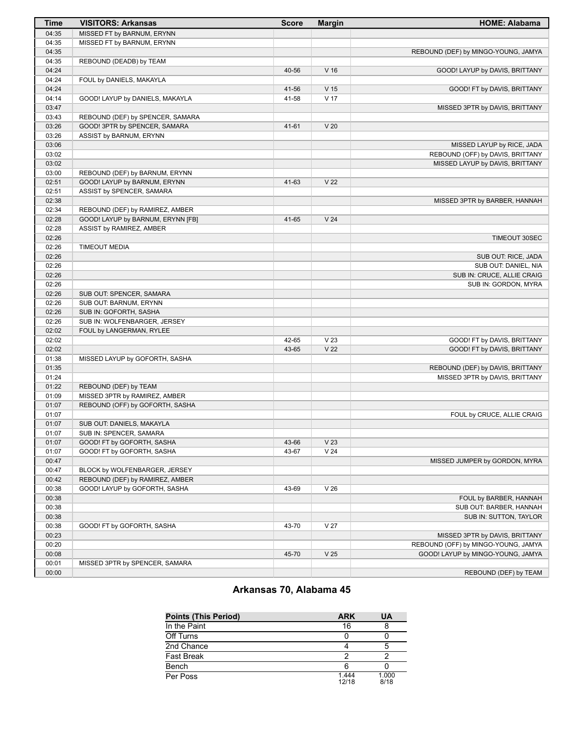| Time | VISITORS: Arkansas | Score | Margin | HOME: Alabama |
| --- | --- | --- | --- | --- |
| 04:35 | MISSED FT by BARNUM, ERYNN | | | |
| 04:35 | MISSED FT by BARNUM, ERYNN | | | |
| 04:35 | | | | REBOUND (DEF) by MINGO-YOUNG, JAMYA |
| 04:35 | REBOUND (DEADB) by TEAM | | | |
| 04:24 | | 40-56 | V 16 | GOOD! LAYUP by DAVIS, BRITTANY |
| 04:24 | FOUL by DANIELS, MAKAYLA | | | |
| 04:24 | | 41-56 | V 15 | GOOD! FT by DAVIS, BRITTANY |
| 04:14 | GOOD! LAYUP by DANIELS, MAKAYLA | 41-58 | V 17 | |
| 03:47 | | | | MISSED 3PTR by DAVIS, BRITTANY |
| 03:43 | REBOUND (DEF) by SPENCER, SAMARA | | | |
| 03:26 | GOOD! 3PTR by SPENCER, SAMARA | 41-61 | V 20 | |
| 03:26 | ASSIST by BARNUM, ERYNN | | | |
| 03:06 | | | | MISSED LAYUP by RICE, JADA |
| 03:02 | | | | REBOUND (OFF) by DAVIS, BRITTANY |
| 03:02 | | | | MISSED LAYUP by DAVIS, BRITTANY |
| 03:00 | REBOUND (DEF) by BARNUM, ERYNN | | | |
| 02:51 | GOOD! LAYUP by BARNUM, ERYNN | 41-63 | V 22 | |
| 02:51 | ASSIST by SPENCER, SAMARA | | | |
| 02:38 | | | | MISSED 3PTR by BARBER, HANNAH |
| 02:34 | REBOUND (DEF) by RAMIREZ, AMBER | | | |
| 02:28 | GOOD! LAYUP by BARNUM, ERYNN [FB] | 41-65 | V 24 | |
| 02:28 | ASSIST by RAMIREZ, AMBER | | | |
| 02:26 | | | | TIMEOUT 30SEC |
| 02:26 | TIMEOUT MEDIA | | | |
| 02:26 | | | | SUB OUT: RICE, JADA |
| 02:26 | | | | SUB OUT: DANIEL, NIA |
| 02:26 | | | | SUB IN: CRUCE, ALLIE CRAIG |
| 02:26 | | | | SUB IN: GORDON, MYRA |
| 02:26 | SUB OUT: SPENCER, SAMARA | | | |
| 02:26 | SUB OUT: BARNUM, ERYNN | | | |
| 02:26 | SUB IN: GOFORTH, SASHA | | | |
| 02:26 | SUB IN: WOLFENBARGER, JERSEY | | | |
| 02:02 | FOUL by LANGERMAN, RYLEE | | | |
| 02:02 | | 42-65 | V 23 | GOOD! FT by DAVIS, BRITTANY |
| 02:02 | | 43-65 | V 22 | GOOD! FT by DAVIS, BRITTANY |
| 01:38 | MISSED LAYUP by GOFORTH, SASHA | | | |
| 01:35 | | | | REBOUND (DEF) by DAVIS, BRITTANY |
| 01:24 | | | | MISSED 3PTR by DAVIS, BRITTANY |
| 01:22 | REBOUND (DEF) by TEAM | | | |
| 01:09 | MISSED 3PTR by RAMIREZ, AMBER | | | |
| 01:07 | REBOUND (OFF) by GOFORTH, SASHA | | | |
| 01:07 | | | | FOUL by CRUCE, ALLIE CRAIG |
| 01:07 | SUB OUT: DANIELS, MAKAYLA | | | |
| 01:07 | SUB IN: SPENCER, SAMARA | | | |
| 01:07 | GOOD! FT by GOFORTH, SASHA | 43-66 | V 23 | |
| 01:07 | GOOD! FT by GOFORTH, SASHA | 43-67 | V 24 | |
| 00:47 | | | | MISSED JUMPER by GORDON, MYRA |
| 00:47 | BLOCK by WOLFENBARGER, JERSEY | | | |
| 00:42 | REBOUND (DEF) by RAMIREZ, AMBER | | | |
| 00:38 | GOOD! LAYUP by GOFORTH, SASHA | 43-69 | V 26 | |
| 00:38 | | | | FOUL by BARBER, HANNAH |
| 00:38 | | | | SUB OUT: BARBER, HANNAH |
| 00:38 | | | | SUB IN: SUTTON, TAYLOR |
| 00:38 | GOOD! FT by GOFORTH, SASHA | 43-70 | V 27 | |
| 00:23 | | | | MISSED 3PTR by DAVIS, BRITTANY |
| 00:20 | | | | REBOUND (OFF) by MINGO-YOUNG, JAMYA |
| 00:08 | | 45-70 | V 25 | GOOD! LAYUP by MINGO-YOUNG, JAMYA |
| 00:01 | MISSED 3PTR by SPENCER, SAMARA | | | |
| 00:00 | | | | REBOUND (DEF) by TEAM |

## Arkansas 70, Alabama 45

| Points (This Period) | ARK | UA |
| --- | --- | --- |
| In the Paint | 16 | 8 |
| Off Turns | 0 | 0 |
| 2nd Chance | 4 | 5 |
| Fast Break | 2 | 2 |
| Bench | 6 | 0 |
| Per Poss | 1.444 12/18 | 1.000 8/18 |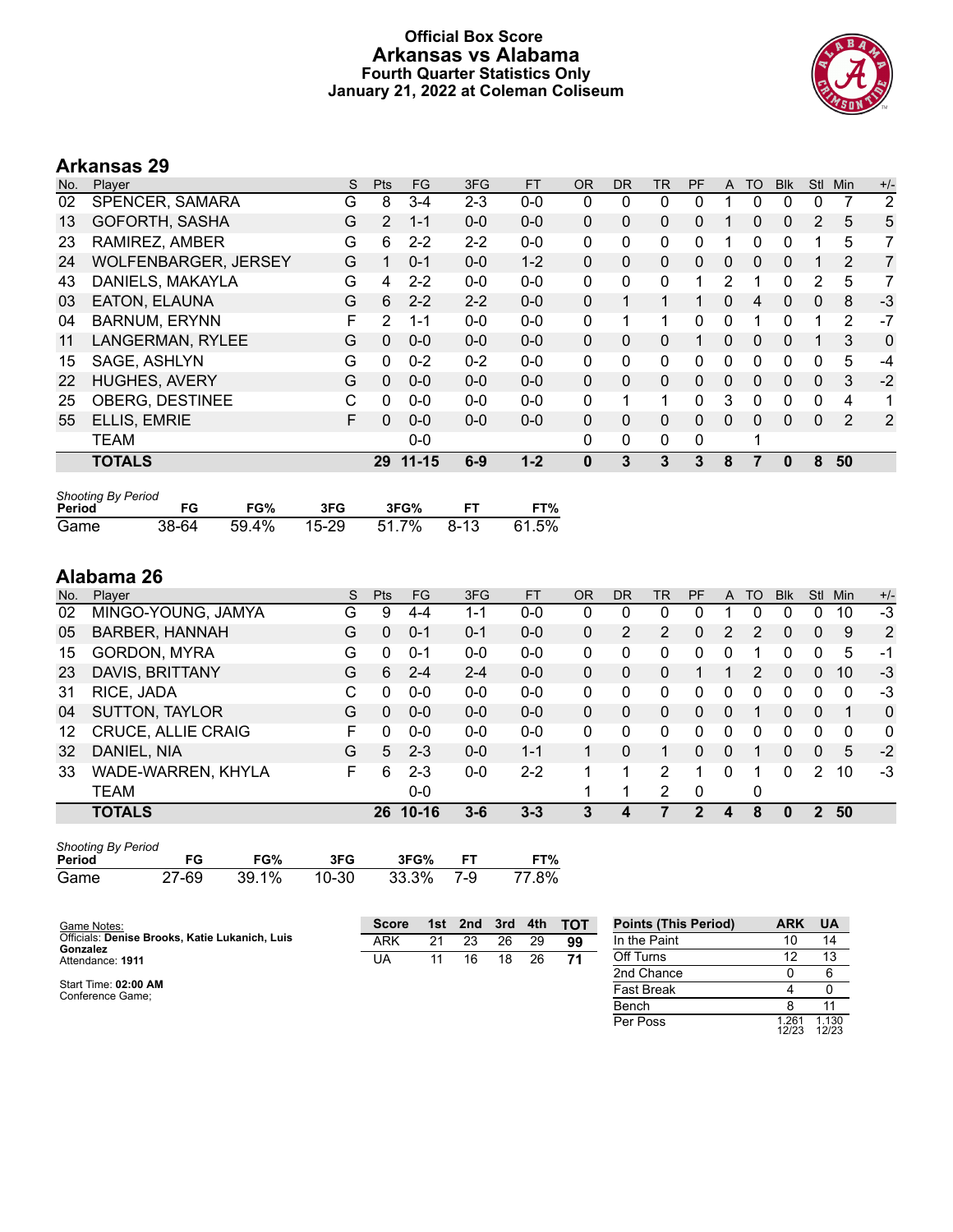# Official Box Score
## Arkansas vs Alabama
### Fourth Quarter Statistics Only
### January 21, 2022 at Coleman Coliseum

## Arkansas 29

| No. | Player | S | Pts | FG | 3FG | FT | OR | DR | TR | PF | A | TO | Blk | Stl | Min | +/- |
|---|---|---|---|---|---|---|---|---|---|---|---|---|---|---|---|---|
| 02 | SPENCER, SAMARA | G | 8 | 3-4 | 2-3 | 0-0 | 0 | 0 | 0 | 0 | 1 | 0 | 0 | 0 | 7 | 2 |
| 13 | GOFORTH, SASHA | G | 2 | 1-1 | 0-0 | 0-0 | 0 | 0 | 0 | 0 | 1 | 0 | 0 | 2 | 5 | 5 |
| 23 | RAMIREZ, AMBER | G | 6 | 2-2 | 2-2 | 0-0 | 0 | 0 | 0 | 0 | 1 | 0 | 0 | 1 | 5 | 7 |
| 24 | WOLFENBARGER, JERSEY | G | 1 | 0-1 | 0-0 | 1-2 | 0 | 0 | 0 | 0 | 0 | 0 | 0 | 1 | 2 | 7 |
| 43 | DANIELS, MAKAYLA | G | 4 | 2-2 | 0-0 | 0-0 | 0 | 0 | 0 | 1 | 2 | 1 | 0 | 2 | 5 | 7 |
| 03 | EATON, ELAUNA | G | 6 | 2-2 | 2-2 | 0-0 | 0 | 1 | 1 | 1 | 0 | 4 | 0 | 0 | 8 | -3 |
| 04 | BARNUM, ERYNN | F | 2 | 1-1 | 0-0 | 0-0 | 0 | 1 | 1 | 0 | 0 | 1 | 0 | 1 | 2 | -7 |
| 11 | LANGERMAN, RYLEE | G | 0 | 0-0 | 0-0 | 0-0 | 0 | 0 | 0 | 1 | 0 | 0 | 0 | 1 | 3 | 0 |
| 15 | SAGE, ASHLYN | G | 0 | 0-2 | 0-2 | 0-0 | 0 | 0 | 0 | 0 | 0 | 0 | 0 | 0 | 5 | -4 |
| 22 | HUGHES, AVERY | G | 0 | 0-0 | 0-0 | 0-0 | 0 | 0 | 0 | 0 | 0 | 0 | 0 | 0 | 3 | -2 |
| 25 | OBERG, DESTINEE | C | 0 | 0-0 | 0-0 | 0-0 | 0 | 1 | 1 | 0 | 3 | 0 | 0 | 0 | 4 | 1 |
| 55 | ELLIS, EMRIE | F | 0 | 0-0 | 0-0 | 0-0 | 0 | 0 | 0 | 0 | 0 | 0 | 0 | 0 | 2 | 2 |
| | TEAM | | | 0-0 | | | 0 | 0 | 0 | 0 | | 1 | | | | |
| | **TOTALS** | | **29** | **11-15** | **6-9** | **1-2** | **0** | **3** | **3** | **3** | **8** | **7** | **0** | **8** | **50** | |

*Shooting By Period*

| Period | FG | FG% | 3FG | 3FG% | FT | FT% |
|---|---|---|---|---|---|---|
| Game | 38-64 | 59.4% | 15-29 | 51.7% | 8-13 | 61.5% |

## Alabama 26

| No. | Player | S | Pts | FG | 3FG | FT | OR | DR | TR | PF | A | TO | Blk | Stl | Min | +/- |
|---|---|---|---|---|---|---|---|---|---|---|---|---|---|---|---|---|
| 02 | MINGO-YOUNG, JAMYA | G | 9 | 4-4 | 1-1 | 0-0 | 0 | 0 | 0 | 0 | 1 | 0 | 0 | 0 | 10 | -3 |
| 05 | BARBER, HANNAH | G | 0 | 0-1 | 0-1 | 0-0 | 0 | 2 | 2 | 0 | 2 | 2 | 0 | 0 | 9 | 2 |
| 15 | GORDON, MYRA | G | 0 | 0-1 | 0-0 | 0-0 | 0 | 0 | 0 | 0 | 0 | 1 | 0 | 0 | 5 | -1 |
| 23 | DAVIS, BRITTANY | G | 6 | 2-4 | 2-4 | 0-0 | 0 | 0 | 0 | 1 | 1 | 2 | 0 | 0 | 10 | -3 |
| 31 | RICE, JADA | C | 0 | 0-0 | 0-0 | 0-0 | 0 | 0 | 0 | 0 | 0 | 0 | 0 | 0 | 0 | -3 |
| 04 | SUTTON, TAYLOR | G | 0 | 0-0 | 0-0 | 0-0 | 0 | 0 | 0 | 0 | 0 | 1 | 0 | 0 | 1 | 0 |
| 12 | CRUCE, ALLIE CRAIG | F | 0 | 0-0 | 0-0 | 0-0 | 0 | 0 | 0 | 0 | 0 | 0 | 0 | 0 | 0 | 0 |
| 32 | DANIEL, NIA | G | 5 | 2-3 | 0-0 | 1-1 | 1 | 0 | 1 | 0 | 0 | 1 | 0 | 0 | 5 | -2 |
| 33 | WADE-WARREN, KHYLA | F | 6 | 2-3 | 0-0 | 2-2 | 1 | 1 | 2 | 1 | 0 | 1 | 0 | 2 | 10 | -3 |
| | TEAM | | | 0-0 | | | 1 | 1 | 2 | 0 | | 0 | | | | |
| | **TOTALS** | | **26** | **10-16** | **3-6** | **3-3** | **3** | **4** | **7** | **2** | **4** | **8** | **0** | **2** | **50** | |

*Shooting By Period*

| Period | FG | FG% | 3FG | 3FG% | FT | FT% |
|---|---|---|---|---|---|---|
| Game | 27-69 | 39.1% | 10-30 | 33.3% | 7-9 | 77.8% |

Game Notes:
Officials: **Denise Brooks, Katie Lukanich, Luis Gonzalez**
Attendance: **1911**

Start Time: **02:00 AM**
Conference Game;

| Score | 1st | 2nd | 3rd | 4th | TOT |
|---|---|---|---|---|---|
| ARK | 21 | 23 | 26 | 29 | **99** |
| UA | 11 | 16 | 18 | 26 | **71** |

| Points (This Period) | ARK | UA |
|---|---|---|
| In the Paint | 10 | 14 |
| Off Turns | 12 | 13 |
| 2nd Chance | 0 | 6 |
| Fast Break | 4 | 0 |
| Bench | 8 | 11 |
| Per Poss | 1.261 12/23 | 1.130 12/23 |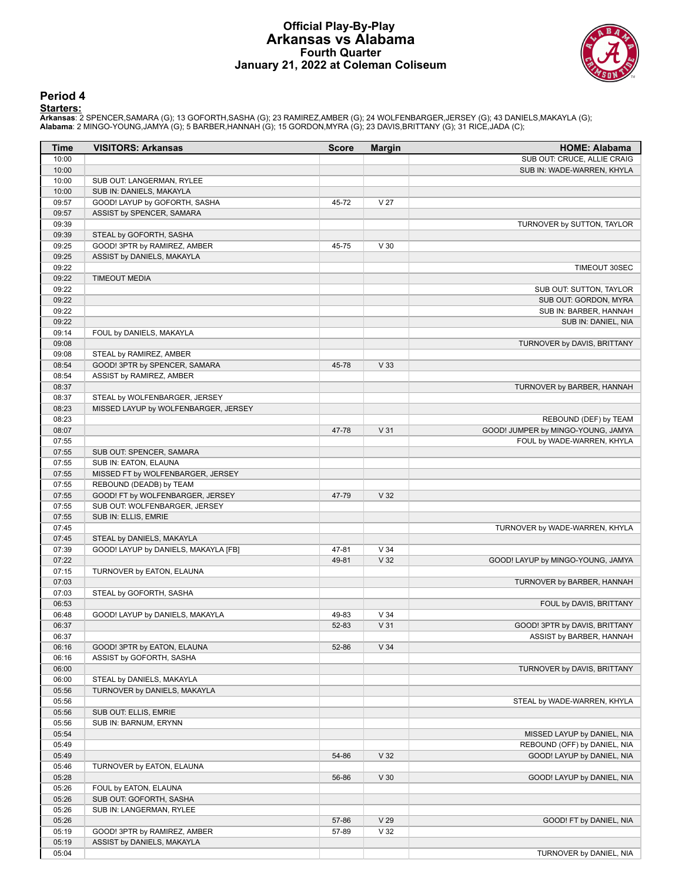# Official Play-By-Play
# Arkansas vs Alabama
## Fourth Quarter
## January 21, 2022 at Coleman Coliseum

### Period 4

**Starters:**

**Arkansas**: 2 SPENCER,SAMARA (G); 13 GOFORTH,SASHA (G); 23 RAMIREZ,AMBER (G); 24 WOLFENBARGER,JERSEY (G); 43 DANIELS,MAKAYLA (G);
**Alabama**: 2 MINGO-YOUNG,JAMYA (G); 5 BARBER,HANNAH (G); 15 GORDON,MYRA (G); 23 DAVIS,BRITTANY (G); 31 RICE,JADA (C);

| Time | VISITORS: Arkansas | Score | Margin | HOME: Alabama |
|---|---|---|---|---|
| 10:00 | | | | SUB OUT: CRUCE, ALLIE CRAIG |
| 10:00 | | | | SUB IN: WADE-WARREN, KHYLA |
| 10:00 | SUB OUT: LANGERMAN, RYLEE | | | |
| 10:00 | SUB IN: DANIELS, MAKAYLA | | | |
| 09:57 | GOOD! LAYUP by GOFORTH, SASHA | 45-72 | V 27 | |
| 09:57 | ASSIST by SPENCER, SAMARA | | | |
| 09:39 | | | | TURNOVER by SUTTON, TAYLOR |
| 09:39 | STEAL by GOFORTH, SASHA | | | |
| 09:25 | GOOD! 3PTR by RAMIREZ, AMBER | 45-75 | V 30 | |
| 09:25 | ASSIST by DANIELS, MAKAYLA | | | |
| 09:22 | | | | TIMEOUT 30SEC |
| 09:22 | TIMEOUT MEDIA | | | |
| 09:22 | | | | SUB OUT: SUTTON, TAYLOR |
| 09:22 | | | | SUB OUT: GORDON, MYRA |
| 09:22 | | | | SUB IN: BARBER, HANNAH |
| 09:22 | | | | SUB IN: DANIEL, NIA |
| 09:14 | FOUL by DANIELS, MAKAYLA | | | |
| 09:08 | | | | TURNOVER by DAVIS, BRITTANY |
| 09:08 | STEAL by RAMIREZ, AMBER | | | |
| 08:54 | GOOD! 3PTR by SPENCER, SAMARA | 45-78 | V 33 | |
| 08:54 | ASSIST by RAMIREZ, AMBER | | | |
| 08:37 | | | | TURNOVER by BARBER, HANNAH |
| 08:37 | STEAL by WOLFENBARGER, JERSEY | | | |
| 08:23 | MISSED LAYUP by WOLFENBARGER, JERSEY | | | |
| 08:23 | | | | REBOUND (DEF) by TEAM |
| 08:07 | | 47-78 | V 31 | GOOD! JUMPER by MINGO-YOUNG, JAMYA |
| 07:55 | | | | FOUL by WADE-WARREN, KHYLA |
| 07:55 | SUB OUT: SPENCER, SAMARA | | | |
| 07:55 | SUB IN: EATON, ELAUNA | | | |
| 07:55 | MISSED FT by WOLFENBARGER, JERSEY | | | |
| 07:55 | REBOUND (DEADB) by TEAM | | | |
| 07:55 | GOOD! FT by WOLFENBARGER, JERSEY | 47-79 | V 32 | |
| 07:55 | SUB OUT: WOLFENBARGER, JERSEY | | | |
| 07:55 | SUB IN: ELLIS, EMRIE | | | |
| 07:45 | | | | TURNOVER by WADE-WARREN, KHYLA |
| 07:45 | STEAL by DANIELS, MAKAYLA | | | |
| 07:39 | GOOD! LAYUP by DANIELS, MAKAYLA [FB] | 47-81 | V 34 | |
| 07:22 | | 49-81 | V 32 | GOOD! LAYUP by MINGO-YOUNG, JAMYA |
| 07:15 | TURNOVER by EATON, ELAUNA | | | |
| 07:03 | | | | TURNOVER by BARBER, HANNAH |
| 07:03 | STEAL by GOFORTH, SASHA | | | |
| 06:53 | | | | FOUL by DAVIS, BRITTANY |
| 06:48 | GOOD! LAYUP by DANIELS, MAKAYLA | 49-83 | V 34 | |
| 06:37 | | 52-83 | V 31 | GOOD! 3PTR by DAVIS, BRITTANY |
| 06:37 | | | | ASSIST by BARBER, HANNAH |
| 06:16 | GOOD! 3PTR by EATON, ELAUNA | 52-86 | V 34 | |
| 06:16 | ASSIST by GOFORTH, SASHA | | | |
| 06:00 | | | | TURNOVER by DAVIS, BRITTANY |
| 06:00 | STEAL by DANIELS, MAKAYLA | | | |
| 05:56 | TURNOVER by DANIELS, MAKAYLA | | | |
| 05:56 | | | | STEAL by WADE-WARREN, KHYLA |
| 05:56 | SUB OUT: ELLIS, EMRIE | | | |
| 05:56 | SUB IN: BARNUM, ERYNN | | | |
| 05:54 | | | | MISSED LAYUP by DANIEL, NIA |
| 05:49 | | | | REBOUND (OFF) by DANIEL, NIA |
| 05:49 | | 54-86 | V 32 | GOOD! LAYUP by DANIEL, NIA |
| 05:46 | TURNOVER by EATON, ELAUNA | | | |
| 05:28 | | 56-86 | V 30 | GOOD! LAYUP by DANIEL, NIA |
| 05:26 | FOUL by EATON, ELAUNA | | | |
| 05:26 | SUB OUT: GOFORTH, SASHA | | | |
| 05:26 | SUB IN: LANGERMAN, RYLEE | | | |
| 05:26 | | 57-86 | V 29 | GOOD! FT by DANIEL, NIA |
| 05:19 | GOOD! 3PTR by RAMIREZ, AMBER | 57-89 | V 32 | |
| 05:19 | ASSIST by DANIELS, MAKAYLA | | | |
| 05:04 | | | | TURNOVER by DANIEL, NIA |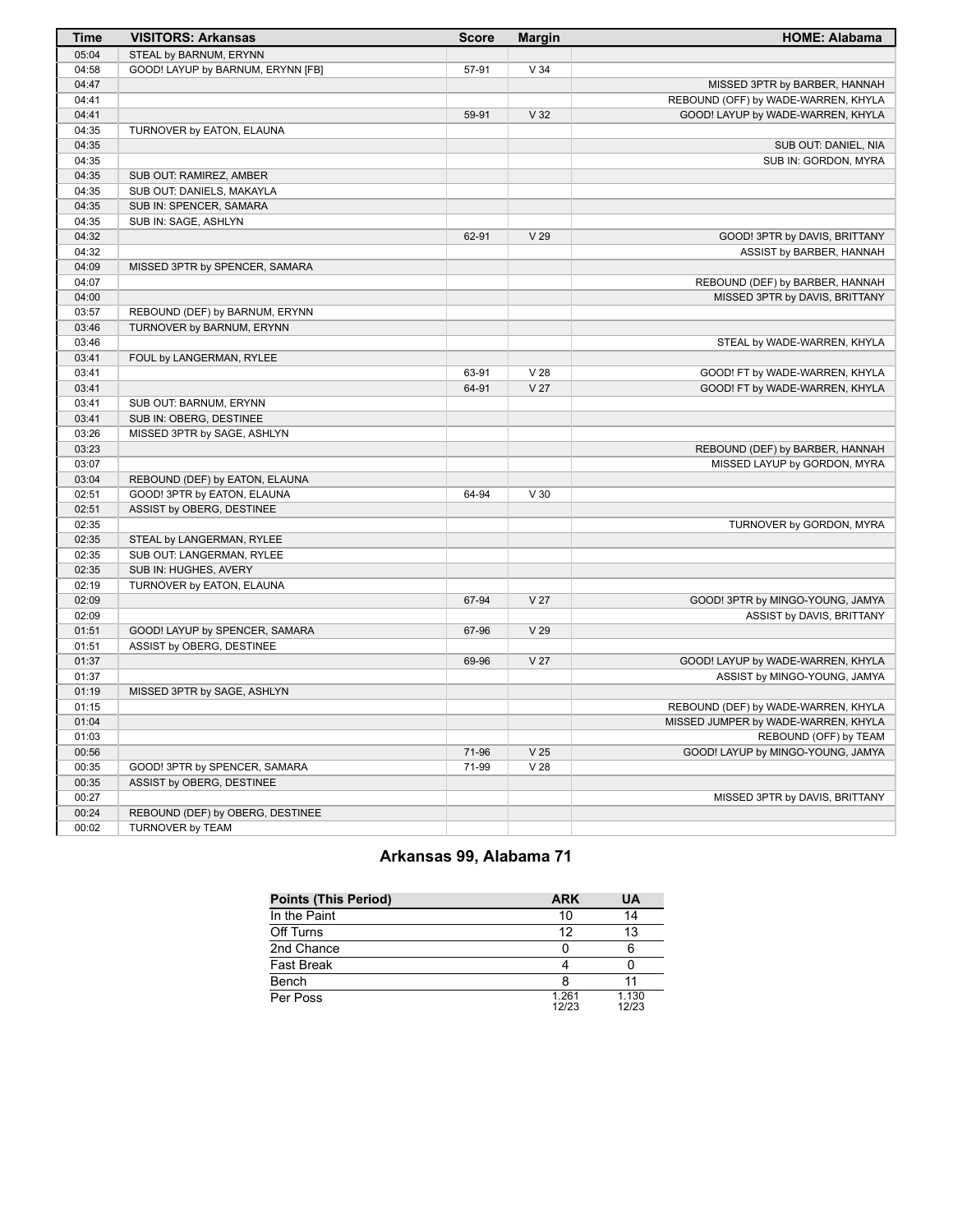| Time | VISITORS: Arkansas | Score | Margin | HOME: Alabama |
|---|---|---|---|---|
| 05:04 | STEAL by BARNUM, ERYNN | | | |
| 04:58 | GOOD! LAYUP by BARNUM, ERYNN [FB] | 57-91 | V 34 | |
| 04:47 | | | | MISSED 3PTR by BARBER, HANNAH |
| 04:41 | | | | REBOUND (OFF) by WADE-WARREN, KHYLA |
| 04:41 | | 59-91 | V 32 | GOOD! LAYUP by WADE-WARREN, KHYLA |
| 04:35 | TURNOVER by EATON, ELAUNA | | | |
| 04:35 | | | | SUB OUT: DANIEL, NIA |
| 04:35 | | | | SUB IN: GORDON, MYRA |
| 04:35 | SUB OUT: RAMIREZ, AMBER | | | |
| 04:35 | SUB OUT: DANIELS, MAKAYLA | | | |
| 04:35 | SUB IN: SPENCER, SAMARA | | | |
| 04:35 | SUB IN: SAGE, ASHLYN | | | |
| 04:32 | | 62-91 | V 29 | GOOD! 3PTR by DAVIS, BRITTANY |
| 04:32 | | | | ASSIST by BARBER, HANNAH |
| 04:09 | MISSED 3PTR by SPENCER, SAMARA | | | |
| 04:07 | | | | REBOUND (DEF) by BARBER, HANNAH |
| 04:00 | | | | MISSED 3PTR by DAVIS, BRITTANY |
| 03:57 | REBOUND (DEF) by BARNUM, ERYNN | | | |
| 03:46 | TURNOVER by BARNUM, ERYNN | | | |
| 03:46 | | | | STEAL by WADE-WARREN, KHYLA |
| 03:41 | FOUL by LANGERMAN, RYLEE | | | |
| 03:41 | | 63-91 | V 28 | GOOD! FT by WADE-WARREN, KHYLA |
| 03:41 | | 64-91 | V 27 | GOOD! FT by WADE-WARREN, KHYLA |
| 03:41 | SUB OUT: BARNUM, ERYNN | | | |
| 03:41 | SUB IN: OBERG, DESTINEE | | | |
| 03:26 | MISSED 3PTR by SAGE, ASHLYN | | | |
| 03:23 | | | | REBOUND (DEF) by BARBER, HANNAH |
| 03:07 | | | | MISSED LAYUP by GORDON, MYRA |
| 03:04 | REBOUND (DEF) by EATON, ELAUNA | | | |
| 02:51 | GOOD! 3PTR by EATON, ELAUNA | 64-94 | V 30 | |
| 02:51 | ASSIST by OBERG, DESTINEE | | | |
| 02:35 | | | | TURNOVER by GORDON, MYRA |
| 02:35 | STEAL by LANGERMAN, RYLEE | | | |
| 02:35 | SUB OUT: LANGERMAN, RYLEE | | | |
| 02:35 | SUB IN: HUGHES, AVERY | | | |
| 02:19 | TURNOVER by EATON, ELAUNA | | | |
| 02:09 | | 67-94 | V 27 | GOOD! 3PTR by MINGO-YOUNG, JAMYA |
| 02:09 | | | | ASSIST by DAVIS, BRITTANY |
| 01:51 | GOOD! LAYUP by SPENCER, SAMARA | 67-96 | V 29 | |
| 01:51 | ASSIST by OBERG, DESTINEE | | | |
| 01:37 | | 69-96 | V 27 | GOOD! LAYUP by WADE-WARREN, KHYLA |
| 01:37 | | | | ASSIST by MINGO-YOUNG, JAMYA |
| 01:19 | MISSED 3PTR by SAGE, ASHLYN | | | |
| 01:15 | | | | REBOUND (DEF) by WADE-WARREN, KHYLA |
| 01:04 | | | | MISSED JUMPER by WADE-WARREN, KHYLA |
| 01:03 | | | | REBOUND (OFF) by TEAM |
| 00:56 | | 71-96 | V 25 | GOOD! LAYUP by MINGO-YOUNG, JAMYA |
| 00:35 | GOOD! 3PTR by SPENCER, SAMARA | 71-99 | V 28 | |
| 00:35 | ASSIST by OBERG, DESTINEE | | | |
| 00:27 | | | | MISSED 3PTR by DAVIS, BRITTANY |
| 00:24 | REBOUND (DEF) by OBERG, DESTINEE | | | |
| 00:02 | TURNOVER by TEAM | | | |

## Arkansas 99, Alabama 71

| Points (This Period) | ARK | UA |
|---|---|---|
| In the Paint | 10 | 14 |
| Off Turns | 12 | 13 |
| 2nd Chance | 0 | 6 |
| Fast Break | 4 | 0 |
| Bench | 8 | 11 |
| Per Poss | 1.261 12/23 | 1.130 12/23 |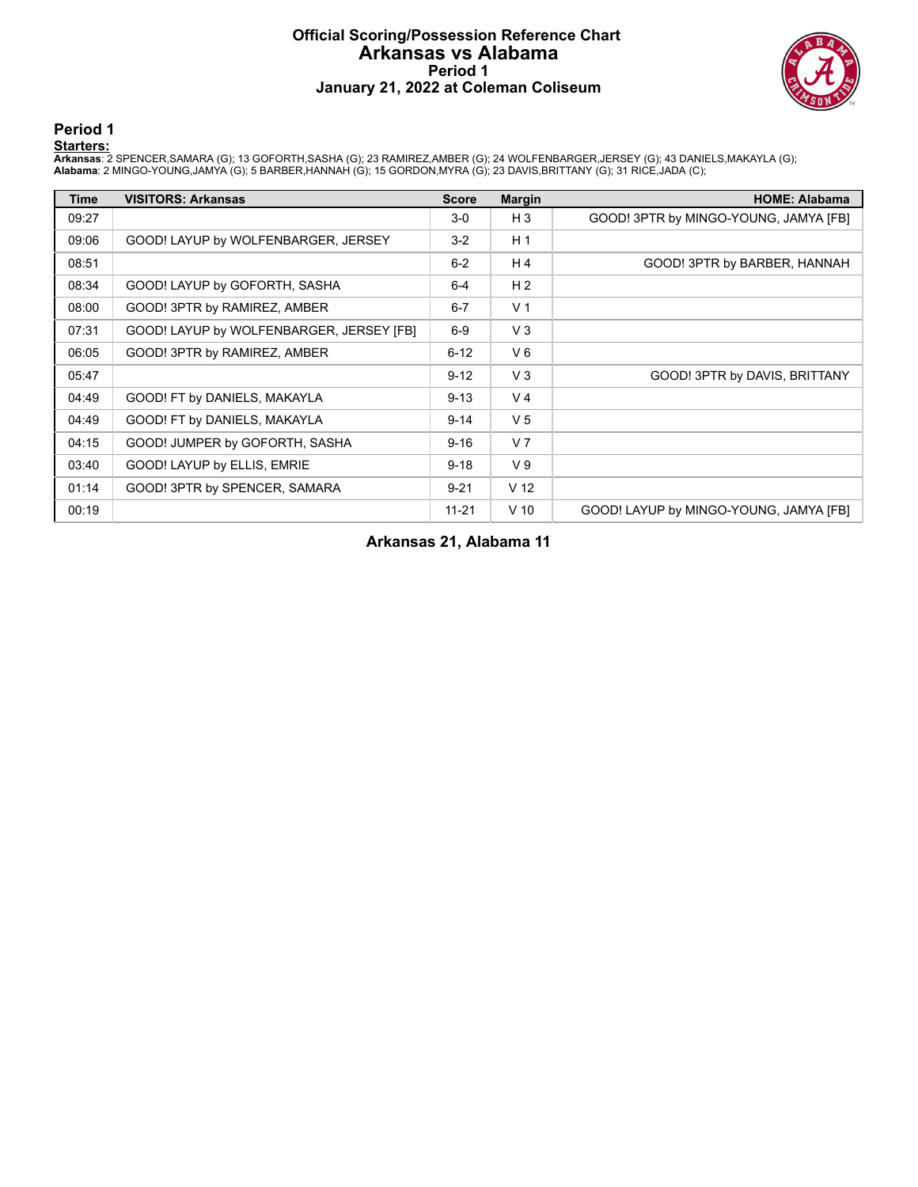# Official Scoring/Possession Reference Chart
# Arkansas vs Alabama
## Period 1
## January 21, 2022 at Coleman Coliseum

### Period 1

**Starters:**

**Arkansas**: 2 SPENCER,SAMARA (G); 13 GOFORTH,SASHA (G); 23 RAMIREZ,AMBER (G); 24 WOLFENBARGER,JERSEY (G); 43 DANIELS,MAKAYLA (G);
**Alabama**: 2 MINGO-YOUNG,JAMYA (G); 5 BARBER,HANNAH (G); 15 GORDON,MYRA (G); 23 DAVIS,BRITTANY (G); 31 RICE,JADA (C);

| Time | VISITORS: Arkansas | Score | Margin | HOME: Alabama |
|---|---|---|---|---|
| 09:27 | | 3-0 | H 3 | GOOD! 3PTR by MINGO-YOUNG, JAMYA [FB] |
| 09:06 | GOOD! LAYUP by WOLFENBARGER, JERSEY | 3-2 | H 1 | |
| 08:51 | | 6-2 | H 4 | GOOD! 3PTR by BARBER, HANNAH |
| 08:34 | GOOD! LAYUP by GOFORTH, SASHA | 6-4 | H 2 | |
| 08:00 | GOOD! 3PTR by RAMIREZ, AMBER | 6-7 | V 1 | |
| 07:31 | GOOD! LAYUP by WOLFENBARGER, JERSEY [FB] | 6-9 | V 3 | |
| 06:05 | GOOD! 3PTR by RAMIREZ, AMBER | 6-12 | V 6 | |
| 05:47 | | 9-12 | V 3 | GOOD! 3PTR by DAVIS, BRITTANY |
| 04:49 | GOOD! FT by DANIELS, MAKAYLA | 9-13 | V 4 | |
| 04:49 | GOOD! FT by DANIELS, MAKAYLA | 9-14 | V 5 | |
| 04:15 | GOOD! JUMPER by GOFORTH, SASHA | 9-16 | V 7 | |
| 03:40 | GOOD! LAYUP by ELLIS, EMRIE | 9-18 | V 9 | |
| 01:14 | GOOD! 3PTR by SPENCER, SAMARA | 9-21 | V 12 | |
| 00:19 | | 11-21 | V 10 | GOOD! LAYUP by MINGO-YOUNG, JAMYA [FB] |

**Arkansas 21, Alabama 11**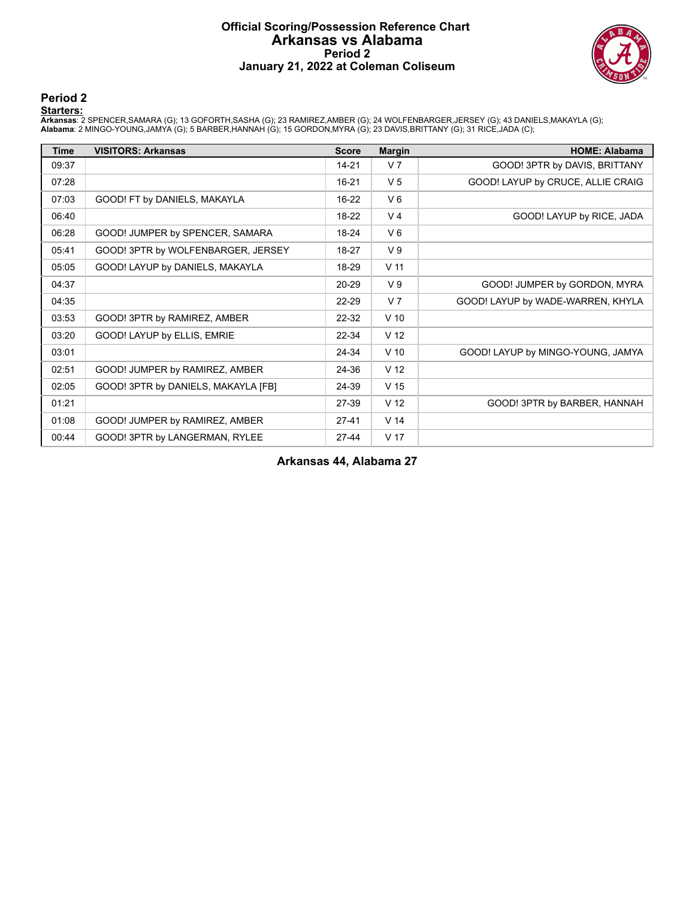# Official Scoring/Possession Reference Chart
## Arkansas vs Alabama
### Period 2
### January 21, 2022 at Coleman Coliseum

## Period 2

**Starters:**

**Arkansas**: 2 SPENCER,SAMARA (G); 13 GOFORTH,SASHA (G); 23 RAMIREZ,AMBER (G); 24 WOLFENBARGER,JERSEY (G); 43 DANIELS,MAKAYLA (G);
**Alabama**: 2 MINGO-YOUNG,JAMYA (G); 5 BARBER,HANNAH (G); 15 GORDON,MYRA (G); 23 DAVIS,BRITTANY (G); 31 RICE,JADA (C);

| Time | VISITORS: Arkansas | Score | Margin | HOME: Alabama |
|---|---|---|---|---|
| 09:37 | | 14-21 | V 7 | GOOD! 3PTR by DAVIS, BRITTANY |
| 07:28 | | 16-21 | V 5 | GOOD! LAYUP by CRUCE, ALLIE CRAIG |
| 07:03 | GOOD! FT by DANIELS, MAKAYLA | 16-22 | V 6 | |
| 06:40 | | 18-22 | V 4 | GOOD! LAYUP by RICE, JADA |
| 06:28 | GOOD! JUMPER by SPENCER, SAMARA | 18-24 | V 6 | |
| 05:41 | GOOD! 3PTR by WOLFENBARGER, JERSEY | 18-27 | V 9 | |
| 05:05 | GOOD! LAYUP by DANIELS, MAKAYLA | 18-29 | V 11 | |
| 04:37 | | 20-29 | V 9 | GOOD! JUMPER by GORDON, MYRA |
| 04:35 | | 22-29 | V 7 | GOOD! LAYUP by WADE-WARREN, KHYLA |
| 03:53 | GOOD! 3PTR by RAMIREZ, AMBER | 22-32 | V 10 | |
| 03:20 | GOOD! LAYUP by ELLIS, EMRIE | 22-34 | V 12 | |
| 03:01 | | 24-34 | V 10 | GOOD! LAYUP by MINGO-YOUNG, JAMYA |
| 02:51 | GOOD! JUMPER by RAMIREZ, AMBER | 24-36 | V 12 | |
| 02:05 | GOOD! 3PTR by DANIELS, MAKAYLA [FB] | 24-39 | V 15 | |
| 01:21 | | 27-39 | V 12 | GOOD! 3PTR by BARBER, HANNAH |
| 01:08 | GOOD! JUMPER by RAMIREZ, AMBER | 27-41 | V 14 | |
| 00:44 | GOOD! 3PTR by LANGERMAN, RYLEE | 27-44 | V 17 | |

**Arkansas 44, Alabama 27**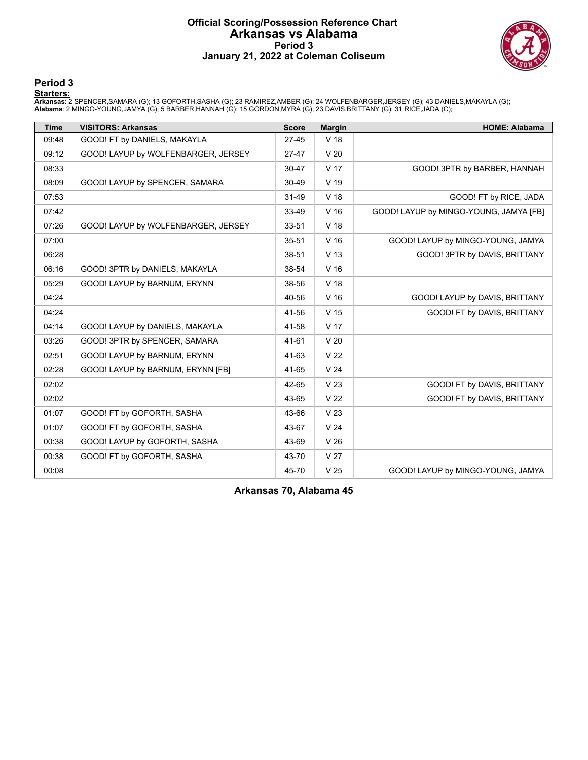# Official Scoring/Possession Reference Chart
## Arkansas vs Alabama
### Period 3
### January 21, 2022 at Coleman Coliseum

## Period 3

**Starters:**

**Arkansas**: 2 SPENCER,SAMARA (G); 13 GOFORTH,SASHA (G); 23 RAMIREZ,AMBER (G); 24 WOLFENBARGER,JERSEY (G); 43 DANIELS,MAKAYLA (G);
**Alabama**: 2 MINGO-YOUNG,JAMYA (G); 5 BARBER,HANNAH (G); 15 GORDON,MYRA (G); 23 DAVIS,BRITTANY (G); 31 RICE,JADA (C);

| Time | VISITORS: Arkansas | Score | Margin | HOME: Alabama |
|---|---|---|---|---|
| 09:48 | GOOD! FT by DANIELS, MAKAYLA | 27-45 | V 18 | |
| 09:12 | GOOD! LAYUP by WOLFENBARGER, JERSEY | 27-47 | V 20 | |
| 08:33 | | 30-47 | V 17 | GOOD! 3PTR by BARBER, HANNAH |
| 08:09 | GOOD! LAYUP by SPENCER, SAMARA | 30-49 | V 19 | |
| 07:53 | | 31-49 | V 18 | GOOD! FT by RICE, JADA |
| 07:42 | | 33-49 | V 16 | GOOD! LAYUP by MINGO-YOUNG, JAMYA [FB] |
| 07:26 | GOOD! LAYUP by WOLFENBARGER, JERSEY | 33-51 | V 18 | |
| 07:00 | | 35-51 | V 16 | GOOD! LAYUP by MINGO-YOUNG, JAMYA |
| 06:28 | | 38-51 | V 13 | GOOD! 3PTR by DAVIS, BRITTANY |
| 06:16 | GOOD! 3PTR by DANIELS, MAKAYLA | 38-54 | V 16 | |
| 05:29 | GOOD! LAYUP by BARNUM, ERYNN | 38-56 | V 18 | |
| 04:24 | | 40-56 | V 16 | GOOD! LAYUP by DAVIS, BRITTANY |
| 04:24 | | 41-56 | V 15 | GOOD! FT by DAVIS, BRITTANY |
| 04:14 | GOOD! LAYUP by DANIELS, MAKAYLA | 41-58 | V 17 | |
| 03:26 | GOOD! 3PTR by SPENCER, SAMARA | 41-61 | V 20 | |
| 02:51 | GOOD! LAYUP by BARNUM, ERYNN | 41-63 | V 22 | |
| 02:28 | GOOD! LAYUP by BARNUM, ERYNN [FB] | 41-65 | V 24 | |
| 02:02 | | 42-65 | V 23 | GOOD! FT by DAVIS, BRITTANY |
| 02:02 | | 43-65 | V 22 | GOOD! FT by DAVIS, BRITTANY |
| 01:07 | GOOD! FT by GOFORTH, SASHA | 43-66 | V 23 | |
| 01:07 | GOOD! FT by GOFORTH, SASHA | 43-67 | V 24 | |
| 00:38 | GOOD! LAYUP by GOFORTH, SASHA | 43-69 | V 26 | |
| 00:38 | GOOD! FT by GOFORTH, SASHA | 43-70 | V 27 | |
| 00:08 | | 45-70 | V 25 | GOOD! LAYUP by MINGO-YOUNG, JAMYA |

**Arkansas 70, Alabama 45**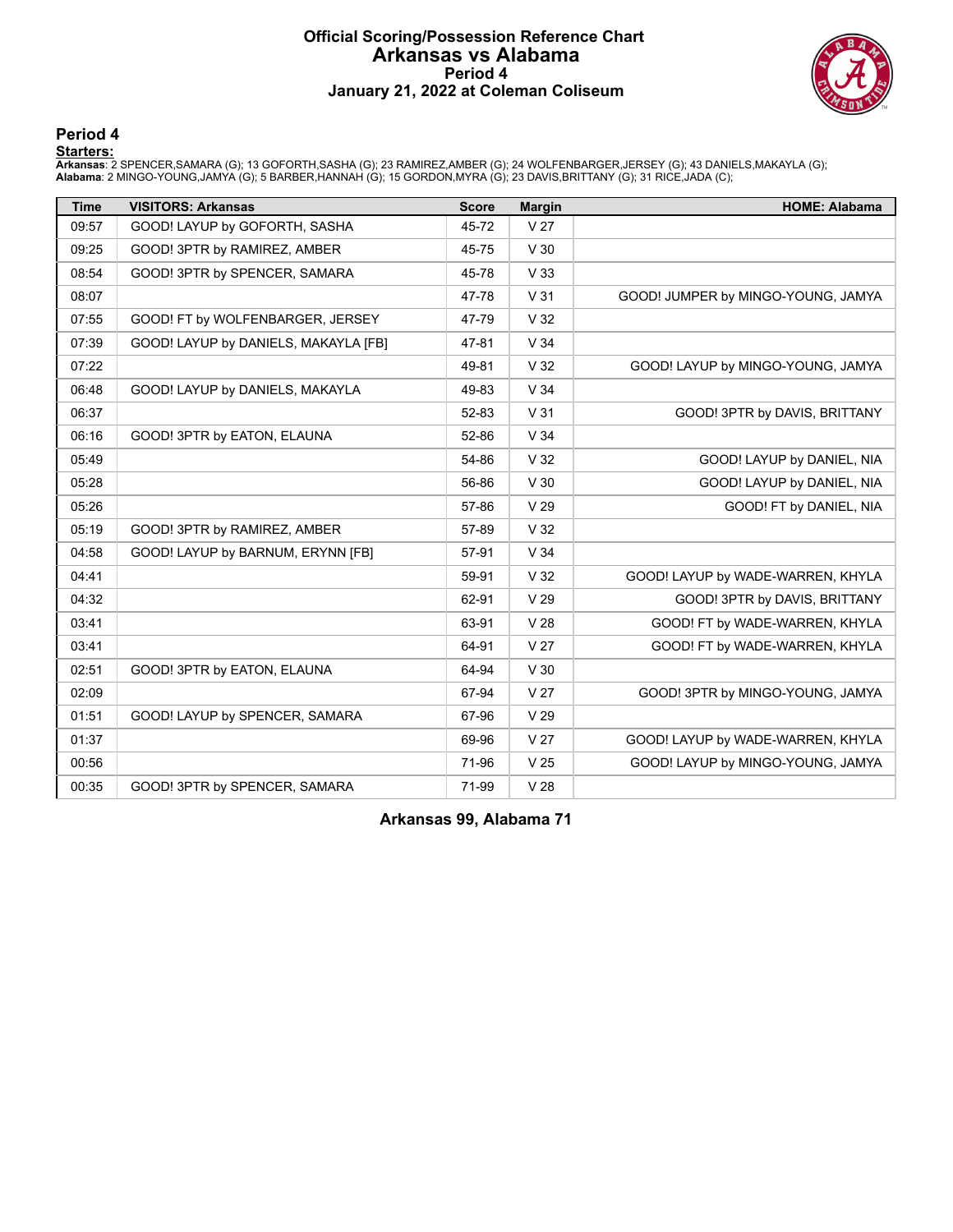# Official Scoring/Possession Reference Chart
## Arkansas vs Alabama
### Period 4
### January 21, 2022 at Coleman Coliseum

## Period 4

**Starters:**

**Arkansas**: 2 SPENCER,SAMARA (G); 13 GOFORTH,SASHA (G); 23 RAMIREZ,AMBER (G); 24 WOLFENBARGER,JERSEY (G); 43 DANIELS,MAKAYLA (G);
**Alabama**: 2 MINGO-YOUNG,JAMYA (G); 5 BARBER,HANNAH (G); 15 GORDON,MYRA (G); 23 DAVIS,BRITTANY (G); 31 RICE,JADA (C);

| Time | VISITORS: Arkansas | Score | Margin | HOME: Alabama |
|---|---|---|---|---|
| 09:57 | GOOD! LAYUP by GOFORTH, SASHA | 45-72 | V 27 | |
| 09:25 | GOOD! 3PTR by RAMIREZ, AMBER | 45-75 | V 30 | |
| 08:54 | GOOD! 3PTR by SPENCER, SAMARA | 45-78 | V 33 | |
| 08:07 | | 47-78 | V 31 | GOOD! JUMPER by MINGO-YOUNG, JAMYA |
| 07:55 | GOOD! FT by WOLFENBARGER, JERSEY | 47-79 | V 32 | |
| 07:39 | GOOD! LAYUP by DANIELS, MAKAYLA [FB] | 47-81 | V 34 | |
| 07:22 | | 49-81 | V 32 | GOOD! LAYUP by MINGO-YOUNG, JAMYA |
| 06:48 | GOOD! LAYUP by DANIELS, MAKAYLA | 49-83 | V 34 | |
| 06:37 | | 52-83 | V 31 | GOOD! 3PTR by DAVIS, BRITTANY |
| 06:16 | GOOD! 3PTR by EATON, ELAUNA | 52-86 | V 34 | |
| 05:49 | | 54-86 | V 32 | GOOD! LAYUP by DANIEL, NIA |
| 05:28 | | 56-86 | V 30 | GOOD! LAYUP by DANIEL, NIA |
| 05:26 | | 57-86 | V 29 | GOOD! FT by DANIEL, NIA |
| 05:19 | GOOD! 3PTR by RAMIREZ, AMBER | 57-89 | V 32 | |
| 04:58 | GOOD! LAYUP by BARNUM, ERYNN [FB] | 57-91 | V 34 | |
| 04:41 | | 59-91 | V 32 | GOOD! LAYUP by WADE-WARREN, KHYLA |
| 04:32 | | 62-91 | V 29 | GOOD! 3PTR by DAVIS, BRITTANY |
| 03:41 | | 63-91 | V 28 | GOOD! FT by WADE-WARREN, KHYLA |
| 03:41 | | 64-91 | V 27 | GOOD! FT by WADE-WARREN, KHYLA |
| 02:51 | GOOD! 3PTR by EATON, ELAUNA | 64-94 | V 30 | |
| 02:09 | | 67-94 | V 27 | GOOD! 3PTR by MINGO-YOUNG, JAMYA |
| 01:51 | GOOD! LAYUP by SPENCER, SAMARA | 67-96 | V 29 | |
| 01:37 | | 69-96 | V 27 | GOOD! LAYUP by WADE-WARREN, KHYLA |
| 00:56 | | 71-96 | V 25 | GOOD! LAYUP by MINGO-YOUNG, JAMYA |
| 00:35 | GOOD! 3PTR by SPENCER, SAMARA | 71-99 | V 28 | |

**Arkansas 99, Alabama 71**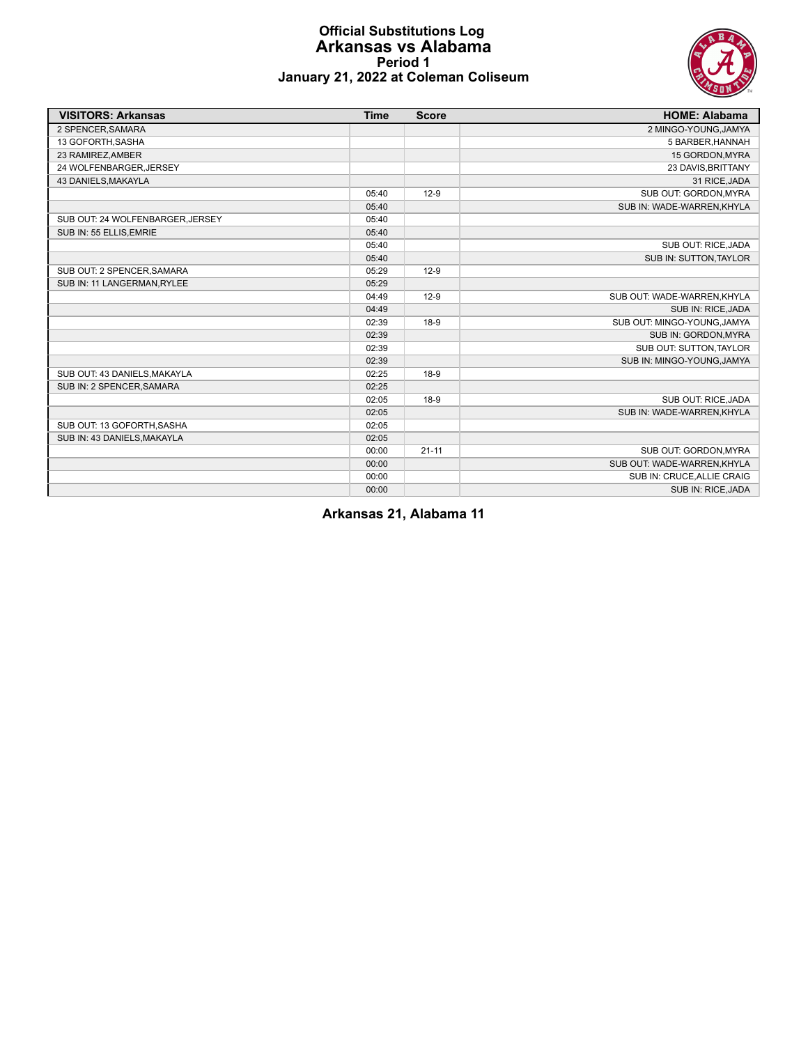# Official Substitutions Log
## Arkansas vs Alabama
### Period 1
### January 21, 2022 at Coleman Coliseum

| VISITORS: Arkansas | Time | Score | HOME: Alabama |
|---|---|---|---|
| 2 SPENCER,SAMARA | | | 2 MINGO-YOUNG,JAMYA |
| 13 GOFORTH,SASHA | | | 5 BARBER,HANNAH |
| 23 RAMIREZ,AMBER | | | 15 GORDON,MYRA |
| 24 WOLFENBARGER,JERSEY | | | 23 DAVIS,BRITTANY |
| 43 DANIELS,MAKAYLA | | | 31 RICE,JADA |
| | 05:40 | 12-9 | SUB OUT: GORDON,MYRA |
| | 05:40 | | SUB IN: WADE-WARREN,KHYLA |
| SUB OUT: 24 WOLFENBARGER,JERSEY | 05:40 | | |
| SUB IN: 55 ELLIS,EMRIE | 05:40 | | |
| | 05:40 | | SUB OUT: RICE,JADA |
| | 05:40 | | SUB IN: SUTTON,TAYLOR |
| SUB OUT: 2 SPENCER,SAMARA | 05:29 | 12-9 | |
| SUB IN: 11 LANGERMAN,RYLEE | 05:29 | | |
| | 04:49 | 12-9 | SUB OUT: WADE-WARREN,KHYLA |
| | 04:49 | | SUB IN: RICE,JADA |
| | 02:39 | 18-9 | SUB OUT: MINGO-YOUNG,JAMYA |
| | 02:39 | | SUB IN: GORDON,MYRA |
| | 02:39 | | SUB OUT: SUTTON,TAYLOR |
| | 02:39 | | SUB IN: MINGO-YOUNG,JAMYA |
| SUB OUT: 43 DANIELS,MAKAYLA | 02:25 | 18-9 | |
| SUB IN: 2 SPENCER,SAMARA | 02:25 | | |
| | 02:05 | 18-9 | SUB OUT: RICE,JADA |
| | 02:05 | | SUB IN: WADE-WARREN,KHYLA |
| SUB OUT: 13 GOFORTH,SASHA | 02:05 | | |
| SUB IN: 43 DANIELS,MAKAYLA | 02:05 | | |
| | 00:00 | 21-11 | SUB OUT: GORDON,MYRA |
| | 00:00 | | SUB OUT: WADE-WARREN,KHYLA |
| | 00:00 | | SUB IN: CRUCE,ALLIE CRAIG |
| | 00:00 | | SUB IN: RICE,JADA |

**Arkansas 21, Alabama 11**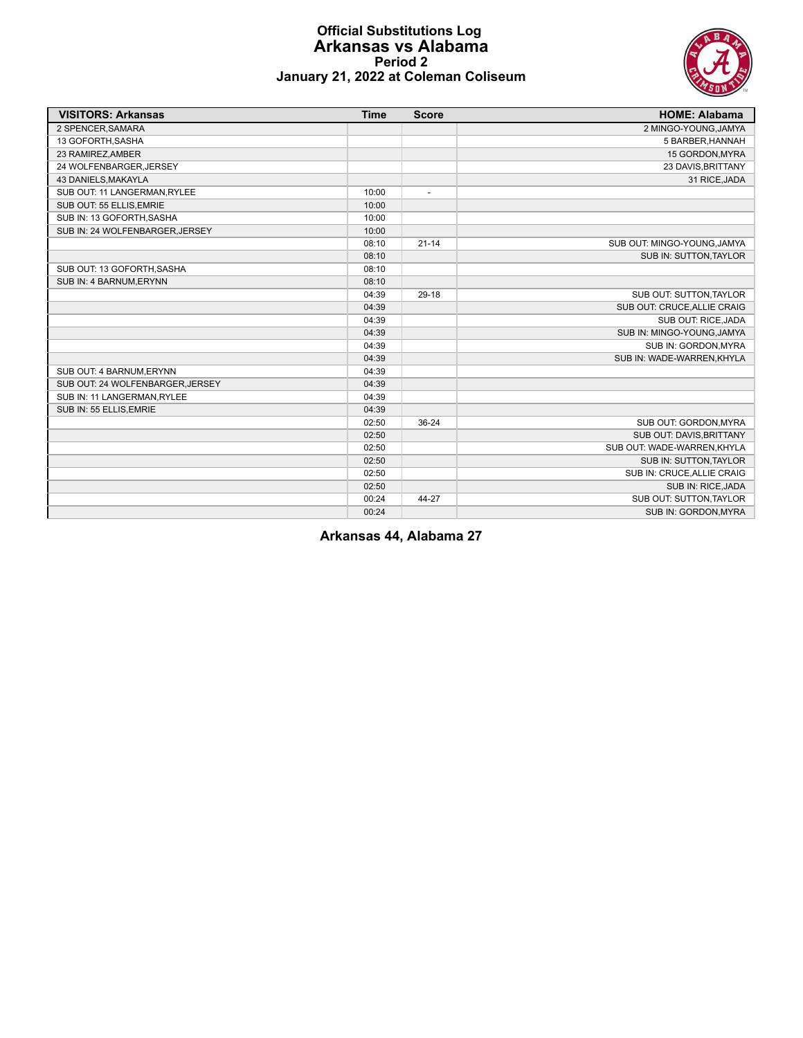# Official Substitutions Log
## Arkansas vs Alabama
### Period 2
### January 21, 2022 at Coleman Coliseum

| VISITORS: Arkansas | Time | Score | HOME: Alabama |
|---|---|---|---|
| 2 SPENCER,SAMARA | | | 2 MINGO-YOUNG,JAMYA |
| 13 GOFORTH,SASHA | | | 5 BARBER,HANNAH |
| 23 RAMIREZ,AMBER | | | 15 GORDON,MYRA |
| 24 WOLFENBARGER,JERSEY | | | 23 DAVIS,BRITTANY |
| 43 DANIELS,MAKAYLA | | | 31 RICE,JADA |
| SUB OUT: 11 LANGERMAN,RYLEE | 10:00 | - | |
| SUB OUT: 55 ELLIS,EMRIE | 10:00 | | |
| SUB IN: 13 GOFORTH,SASHA | 10:00 | | |
| SUB IN: 24 WOLFENBARGER,JERSEY | 10:00 | | |
| | 08:10 | 21-14 | SUB OUT: MINGO-YOUNG,JAMYA |
| | 08:10 | | SUB IN: SUTTON,TAYLOR |
| SUB OUT: 13 GOFORTH,SASHA | 08:10 | | |
| SUB IN: 4 BARNUM,ERYNN | 08:10 | | |
| | 04:39 | 29-18 | SUB OUT: SUTTON,TAYLOR |
| | 04:39 | | SUB OUT: CRUCE,ALLIE CRAIG |
| | 04:39 | | SUB OUT: RICE,JADA |
| | 04:39 | | SUB IN: MINGO-YOUNG,JAMYA |
| | 04:39 | | SUB IN: GORDON,MYRA |
| | 04:39 | | SUB IN: WADE-WARREN,KHYLA |
| SUB OUT: 4 BARNUM,ERYNN | 04:39 | | |
| SUB OUT: 24 WOLFENBARGER,JERSEY | 04:39 | | |
| SUB IN: 11 LANGERMAN,RYLEE | 04:39 | | |
| SUB IN: 55 ELLIS,EMRIE | 04:39 | | |
| | 02:50 | 36-24 | SUB OUT: GORDON,MYRA |
| | 02:50 | | SUB OUT: DAVIS,BRITTANY |
| | 02:50 | | SUB OUT: WADE-WARREN,KHYLA |
| | 02:50 | | SUB IN: SUTTON,TAYLOR |
| | 02:50 | | SUB IN: CRUCE,ALLIE CRAIG |
| | 02:50 | | SUB IN: RICE,JADA |
| | 00:24 | 44-27 | SUB OUT: SUTTON,TAYLOR |
| | 00:24 | | SUB IN: GORDON,MYRA |

**Arkansas 44, Alabama 27**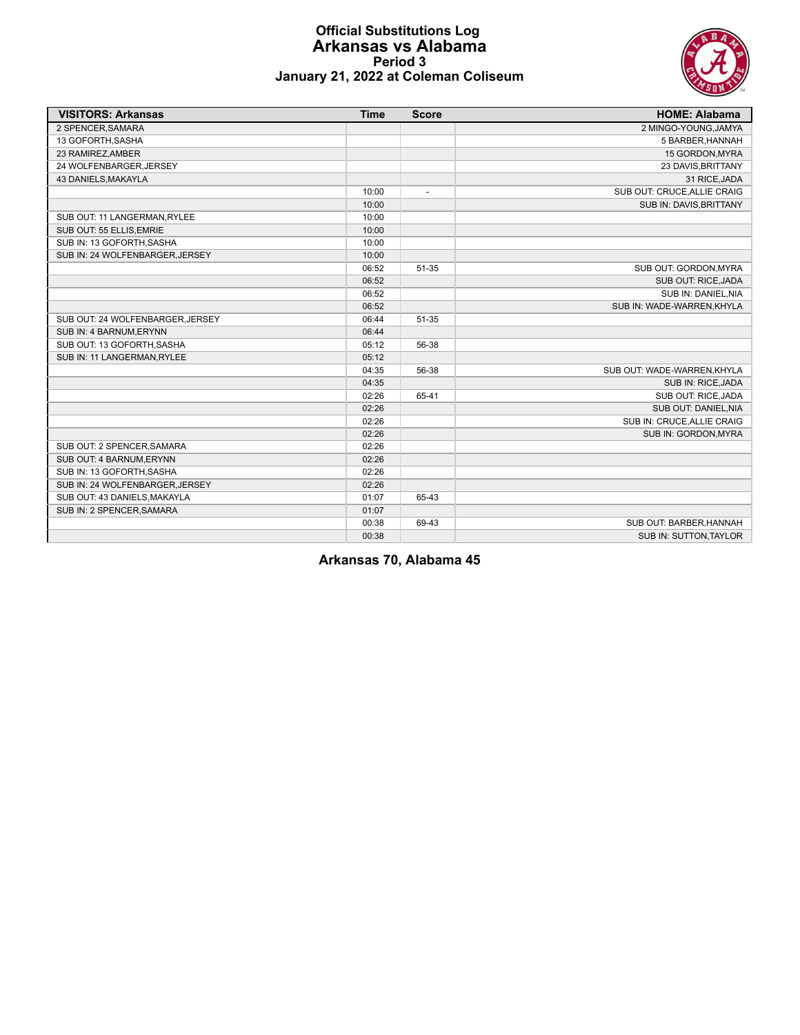# Official Substitutions Log
## Arkansas vs Alabama
### Period 3
### January 21, 2022 at Coleman Coliseum

| VISITORS: Arkansas | Time | Score | HOME: Alabama |
|---|---|---|---|
| 2 SPENCER,SAMARA | | | 2 MINGO-YOUNG,JAMYA |
| 13 GOFORTH,SASHA | | | 5 BARBER,HANNAH |
| 23 RAMIREZ,AMBER | | | 15 GORDON,MYRA |
| 24 WOLFENBARGER,JERSEY | | | 23 DAVIS,BRITTANY |
| 43 DANIELS,MAKAYLA | | | 31 RICE,JADA |
| | 10:00 | - | SUB OUT: CRUCE,ALLIE CRAIG |
| | 10:00 | | SUB IN: DAVIS,BRITTANY |
| SUB OUT: 11 LANGERMAN,RYLEE | 10:00 | | |
| SUB OUT: 55 ELLIS,EMRIE | 10:00 | | |
| SUB IN: 13 GOFORTH,SASHA | 10:00 | | |
| SUB IN: 24 WOLFENBARGER,JERSEY | 10:00 | | |
| | 06:52 | 51-35 | SUB OUT: GORDON,MYRA |
| | 06:52 | | SUB OUT: RICE,JADA |
| | 06:52 | | SUB IN: DANIEL,NIA |
| | 06:52 | | SUB IN: WADE-WARREN,KHYLA |
| SUB OUT: 24 WOLFENBARGER,JERSEY | 06:44 | 51-35 | |
| SUB IN: 4 BARNUM,ERYNN | 06:44 | | |
| SUB OUT: 13 GOFORTH,SASHA | 05:12 | 56-38 | |
| SUB IN: 11 LANGERMAN,RYLEE | 05:12 | | |
| | 04:35 | 56-38 | SUB OUT: WADE-WARREN,KHYLA |
| | 04:35 | | SUB IN: RICE,JADA |
| | 02:26 | 65-41 | SUB OUT: RICE,JADA |
| | 02:26 | | SUB OUT: DANIEL,NIA |
| | 02:26 | | SUB IN: CRUCE,ALLIE CRAIG |
| | 02:26 | | SUB IN: GORDON,MYRA |
| SUB OUT: 2 SPENCER,SAMARA | 02:26 | | |
| SUB OUT: 4 BARNUM,ERYNN | 02:26 | | |
| SUB IN: 13 GOFORTH,SASHA | 02:26 | | |
| SUB IN: 24 WOLFENBARGER,JERSEY | 02:26 | | |
| SUB OUT: 43 DANIELS,MAKAYLA | 01:07 | 65-43 | |
| SUB IN: 2 SPENCER,SAMARA | 01:07 | | |
| | 00:38 | 69-43 | SUB OUT: BARBER,HANNAH |
| | 00:38 | | SUB IN: SUTTON,TAYLOR |

**Arkansas 70, Alabama 45**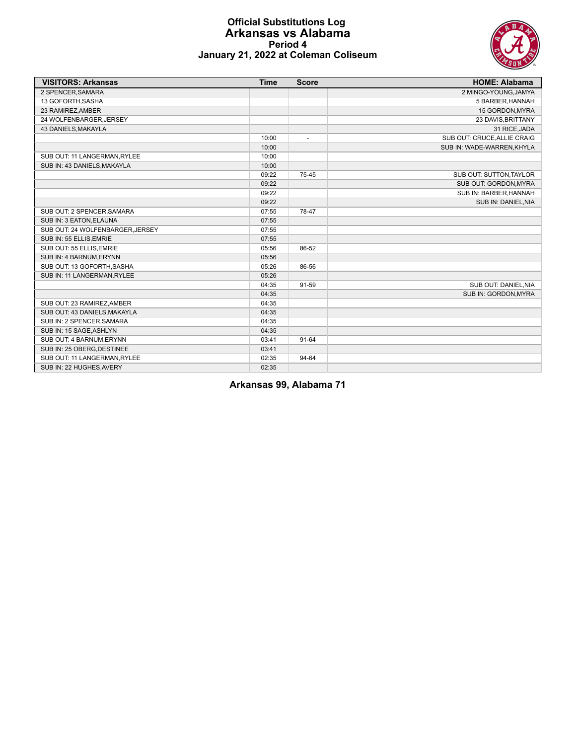# Official Substitutions Log
## Arkansas vs Alabama
### Period 4
### January 21, 2022 at Coleman Coliseum

| VISITORS: Arkansas | Time | Score | HOME: Alabama |
|---|---|---|---|
| 2 SPENCER,SAMARA | | | 2 MINGO-YOUNG,JAMYA |
| 13 GOFORTH,SASHA | | | 5 BARBER,HANNAH |
| 23 RAMIREZ,AMBER | | | 15 GORDON,MYRA |
| 24 WOLFENBARGER,JERSEY | | | 23 DAVIS,BRITTANY |
| 43 DANIELS,MAKAYLA | | | 31 RICE,JADA |
| | 10:00 | - | SUB OUT: CRUCE,ALLIE CRAIG |
| | 10:00 | | SUB IN: WADE-WARREN,KHYLA |
| SUB OUT: 11 LANGERMAN,RYLEE | 10:00 | | |
| SUB IN: 43 DANIELS,MAKAYLA | 10:00 | | |
| | 09:22 | 75-45 | SUB OUT: SUTTON,TAYLOR |
| | 09:22 | | SUB OUT: GORDON,MYRA |
| | 09:22 | | SUB IN: BARBER,HANNAH |
| | 09:22 | | SUB IN: DANIEL,NIA |
| SUB OUT: 2 SPENCER,SAMARA | 07:55 | 78-47 | |
| SUB IN: 3 EATON,ELAUNA | 07:55 | | |
| SUB OUT: 24 WOLFENBARGER,JERSEY | 07:55 | | |
| SUB IN: 55 ELLIS,EMRIE | 07:55 | | |
| SUB OUT: 55 ELLIS,EMRIE | 05:56 | 86-52 | |
| SUB IN: 4 BARNUM,ERYNN | 05:56 | | |
| SUB OUT: 13 GOFORTH,SASHA | 05:26 | 86-56 | |
| SUB IN: 11 LANGERMAN,RYLEE | 05:26 | | |
| | 04:35 | 91-59 | SUB OUT: DANIEL,NIA |
| | 04:35 | | SUB IN: GORDON,MYRA |
| SUB OUT: 23 RAMIREZ,AMBER | 04:35 | | |
| SUB OUT: 43 DANIELS,MAKAYLA | 04:35 | | |
| SUB IN: 2 SPENCER,SAMARA | 04:35 | | |
| SUB IN: 15 SAGE,ASHLYN | 04:35 | | |
| SUB OUT: 4 BARNUM,ERYNN | 03:41 | 91-64 | |
| SUB IN: 25 OBERG,DESTINEE | 03:41 | | |
| SUB OUT: 11 LANGERMAN,RYLEE | 02:35 | 94-64 | |
| SUB IN: 22 HUGHES,AVERY | 02:35 | | |

**Arkansas 99, Alabama 71**